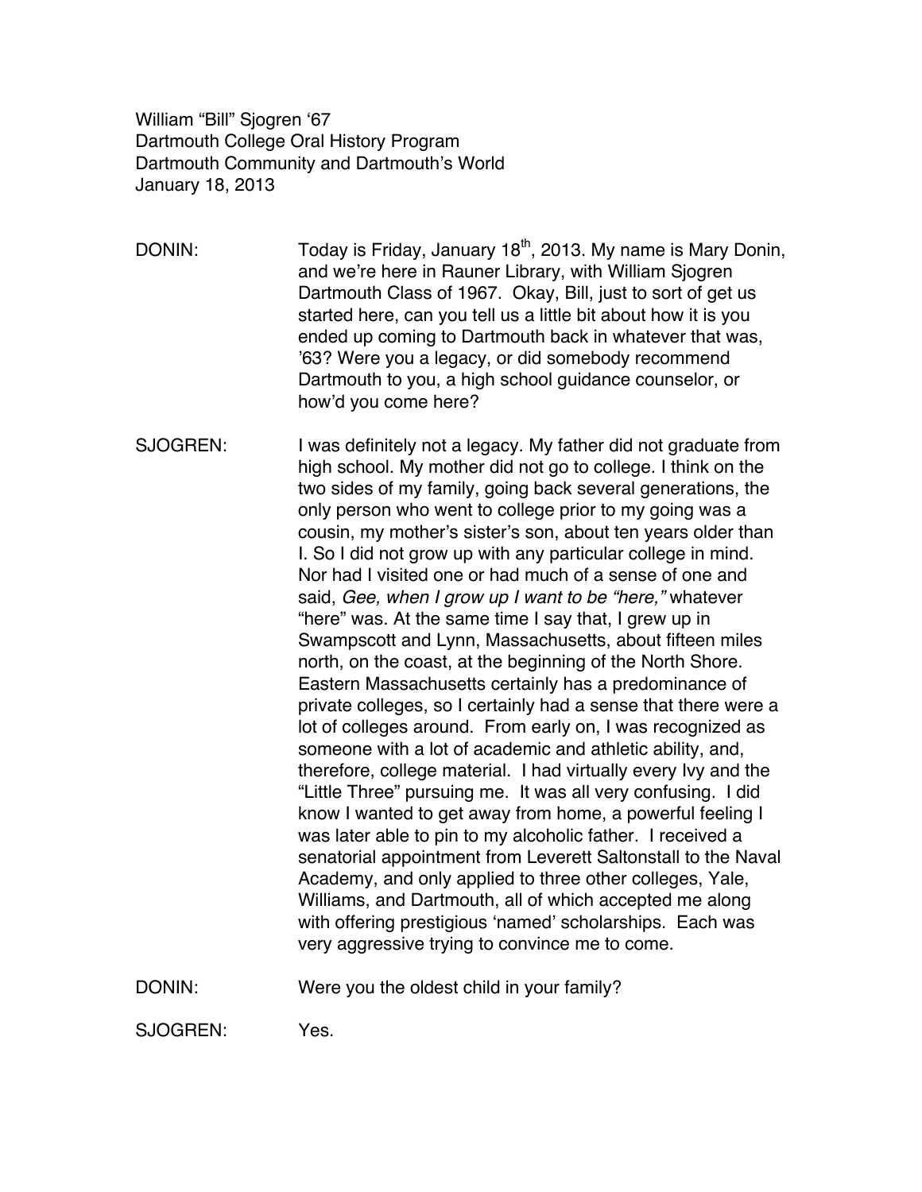William "Bill" Sjogren '67
Dartmouth College Oral History Program
Dartmouth Community and Dartmouth's World
January 18, 2013

DONIN: Today is Friday, January 18th, 2013. My name is Mary Donin, and we're here in Rauner Library, with William Sjogren Dartmouth Class of 1967. Okay, Bill, just to sort of get us started here, can you tell us a little bit about how it is you ended up coming to Dartmouth back in whatever that was, '63? Were you a legacy, or did somebody recommend Dartmouth to you, a high school guidance counselor, or how'd you come here?

SJOGREN: I was definitely not a legacy. My father did not graduate from high school. My mother did not go to college. I think on the two sides of my family, going back several generations, the only person who went to college prior to my going was a cousin, my mother's sister's son, about ten years older than I. So I did not grow up with any particular college in mind. Nor had I visited one or had much of a sense of one and said, *Gee, when I grow up I want to be "here,"* whatever "here" was. At the same time I say that, I grew up in Swampscott and Lynn, Massachusetts, about fifteen miles north, on the coast, at the beginning of the North Shore. Eastern Massachusetts certainly has a predominance of private colleges, so I certainly had a sense that there were a lot of colleges around. From early on, I was recognized as someone with a lot of academic and athletic ability, and, therefore, college material. I had virtually every Ivy and the "Little Three" pursuing me. It was all very confusing. I did know I wanted to get away from home, a powerful feeling I was later able to pin to my alcoholic father. I received a senatorial appointment from Leverett Saltonstall to the Naval Academy, and only applied to three other colleges, Yale, Williams, and Dartmouth, all of which accepted me along with offering prestigious 'named' scholarships. Each was very aggressive trying to convince me to come.

DONIN: Were you the oldest child in your family?

SJOGREN: Yes.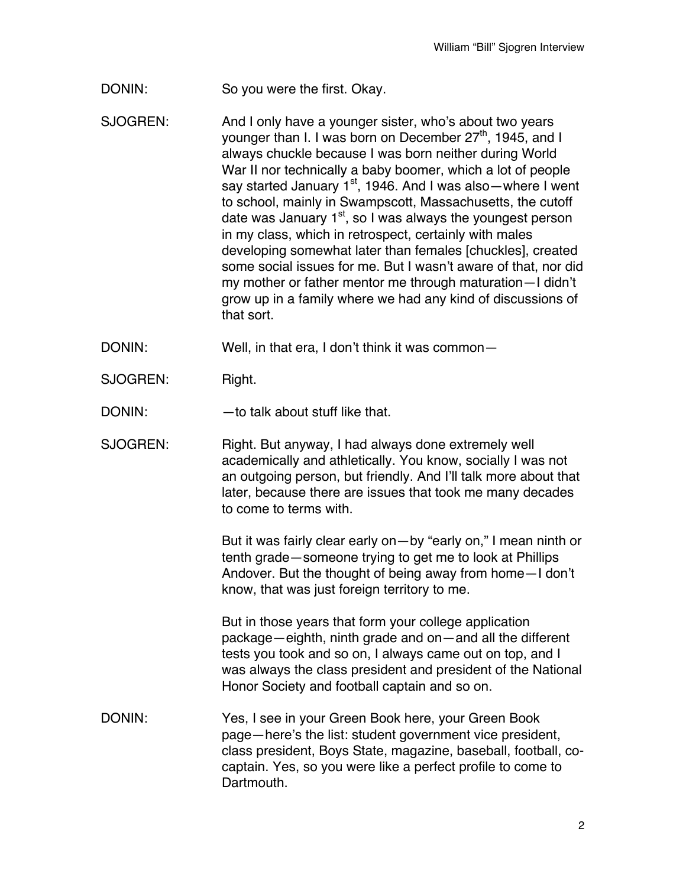DONIN: So you were the first. Okay.

SJOGREN: And I only have a younger sister, who's about two years younger than I. I was born on December 27th, 1945, and I always chuckle because I was born neither during World War II nor technically a baby boomer, which a lot of people say started January 1st, 1946. And I was also—where I went to school, mainly in Swampscott, Massachusetts, the cutoff date was January 1st, so I was always the youngest person in my class, which in retrospect, certainly with males developing somewhat later than females [chuckles], created some social issues for me. But I wasn't aware of that, nor did my mother or father mentor me through maturation—I didn't grow up in a family where we had any kind of discussions of that sort.

DONIN: Well, in that era, I don't think it was common—

SJOGREN: Right.

DONIN: —to talk about stuff like that.

SJOGREN: Right. But anyway, I had always done extremely well academically and athletically. You know, socially I was not an outgoing person, but friendly. And I'll talk more about that later, because there are issues that took me many decades to come to terms with.

But it was fairly clear early on—by "early on," I mean ninth or tenth grade—someone trying to get me to look at Phillips Andover. But the thought of being away from home—I don't know, that was just foreign territory to me.

But in those years that form your college application package—eighth, ninth grade and on—and all the different tests you took and so on, I always came out on top, and I was always the class president and president of the National Honor Society and football captain and so on.

DONIN: Yes, I see in your Green Book here, your Green Book page—here's the list: student government vice president, class president, Boys State, magazine, baseball, football, co-captain. Yes, so you were like a perfect profile to come to Dartmouth.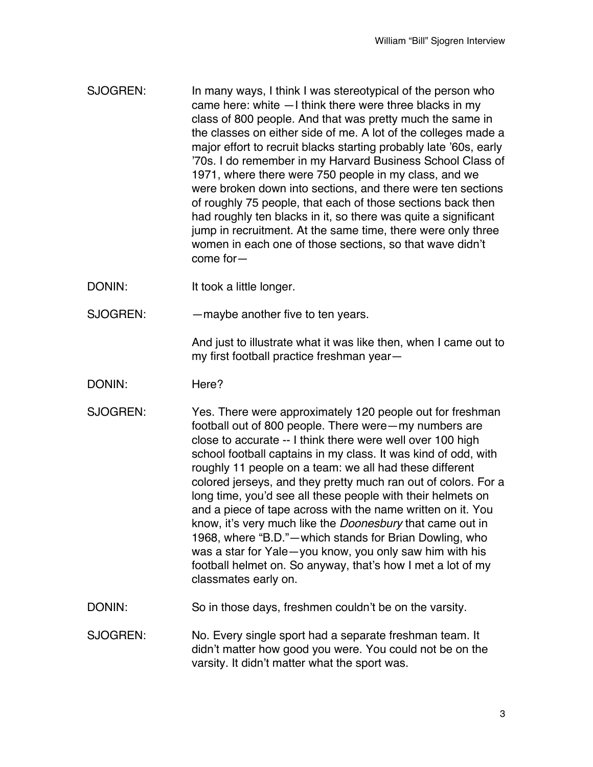SJOGREN: In many ways, I think I was stereotypical of the person who came here: white —I think there were three blacks in my class of 800 people. And that was pretty much the same in the classes on either side of me. A lot of the colleges made a major effort to recruit blacks starting probably late '60s, early '70s. I do remember in my Harvard Business School Class of 1971, where there were 750 people in my class, and we were broken down into sections, and there were ten sections of roughly 75 people, that each of those sections back then had roughly ten blacks in it, so there was quite a significant jump in recruitment. At the same time, there were only three women in each one of those sections, so that wave didn't come for—

DONIN: It took a little longer.

SJOGREN: —maybe another five to ten years.

And just to illustrate what it was like then, when I came out to my first football practice freshman year—

DONIN: Here?

SJOGREN: Yes. There were approximately 120 people out for freshman football out of 800 people. There were—my numbers are close to accurate -- I think there were well over 100 high school football captains in my class. It was kind of odd, with roughly 11 people on a team: we all had these different colored jerseys, and they pretty much ran out of colors. For a long time, you'd see all these people with their helmets on and a piece of tape across with the name written on it. You know, it's very much like the *Doonesbury* that came out in 1968, where "B.D."—which stands for Brian Dowling, who was a star for Yale—you know, you only saw him with his football helmet on. So anyway, that's how I met a lot of my classmates early on.

DONIN: So in those days, freshmen couldn't be on the varsity.

SJOGREN: No. Every single sport had a separate freshman team. It didn't matter how good you were. You could not be on the varsity. It didn't matter what the sport was.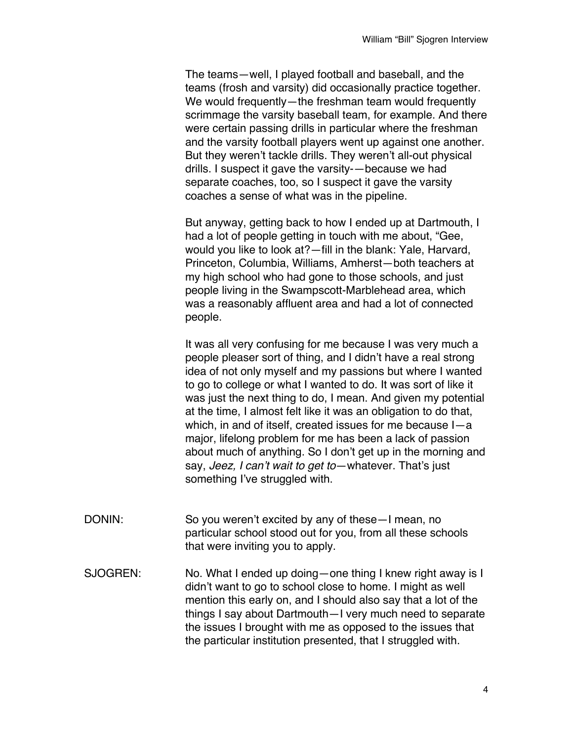The teams—well, I played football and baseball, and the teams (frosh and varsity) did occasionally practice together. We would frequently—the freshman team would frequently scrimmage the varsity baseball team, for example. And there were certain passing drills in particular where the freshman and the varsity football players went up against one another. But they weren't tackle drills. They weren't all-out physical drills. I suspect it gave the varsity-—because we had separate coaches, too, so I suspect it gave the varsity coaches a sense of what was in the pipeline.

But anyway, getting back to how I ended up at Dartmouth, I had a lot of people getting in touch with me about, "Gee, would you like to look at?—fill in the blank: Yale, Harvard, Princeton, Columbia, Williams, Amherst—both teachers at my high school who had gone to those schools, and just people living in the Swampscott-Marblehead area, which was a reasonably affluent area and had a lot of connected people.

It was all very confusing for me because I was very much a people pleaser sort of thing, and I didn't have a real strong idea of not only myself and my passions but where I wanted to go to college or what I wanted to do. It was sort of like it was just the next thing to do, I mean. And given my potential at the time, I almost felt like it was an obligation to do that, which, in and of itself, created issues for me because I—a major, lifelong problem for me has been a lack of passion about much of anything. So I don't get up in the morning and say, *Jeez, I can't wait to get to*—whatever. That's just something I've struggled with.

DONIN: So you weren't excited by any of these—I mean, no particular school stood out for you, from all these schools that were inviting you to apply.

SJOGREN: No. What I ended up doing—one thing I knew right away is I didn't want to go to school close to home. I might as well mention this early on, and I should also say that a lot of the things I say about Dartmouth—I very much need to separate the issues I brought with me as opposed to the issues that the particular institution presented, that I struggled with.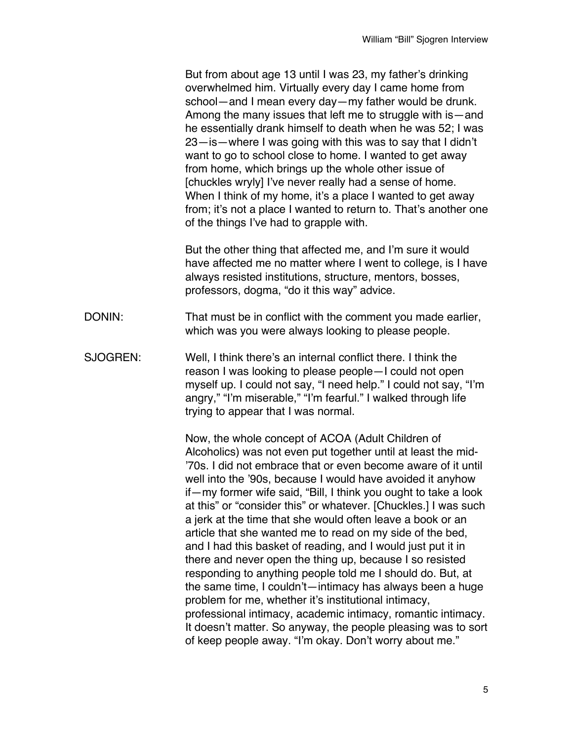But from about age 13 until I was 23, my father's drinking overwhelmed him. Virtually every day I came home from school—and I mean every day—my father would be drunk. Among the many issues that left me to struggle with is—and he essentially drank himself to death when he was 52; I was 23—is—where I was going with this was to say that I didn't want to go to school close to home. I wanted to get away from home, which brings up the whole other issue of [chuckles wryly] I've never really had a sense of home. When I think of my home, it's a place I wanted to get away from; it's not a place I wanted to return to. That's another one of the things I've had to grapple with.

But the other thing that affected me, and I'm sure it would have affected me no matter where I went to college, is I have always resisted institutions, structure, mentors, bosses, professors, dogma, "do it this way" advice.

DONIN: That must be in conflict with the comment you made earlier, which was you were always looking to please people.

SJOGREN: Well, I think there's an internal conflict there. I think the reason I was looking to please people—I could not open myself up. I could not say, "I need help." I could not say, "I'm angry," "I'm miserable," "I'm fearful." I walked through life trying to appear that I was normal.

Now, the whole concept of ACOA (Adult Children of Alcoholics) was not even put together until at least the mid-'70s. I did not embrace that or even become aware of it until well into the '90s, because I would have avoided it anyhow if—my former wife said, "Bill, I think you ought to take a look at this" or "consider this" or whatever. [Chuckles.] I was such a jerk at the time that she would often leave a book or an article that she wanted me to read on my side of the bed, and I had this basket of reading, and I would just put it in there and never open the thing up, because I so resisted responding to anything people told me I should do. But, at the same time, I couldn't—intimacy has always been a huge problem for me, whether it's institutional intimacy, professional intimacy, academic intimacy, romantic intimacy. It doesn't matter. So anyway, the people pleasing was to sort of keep people away. "I'm okay. Don't worry about me."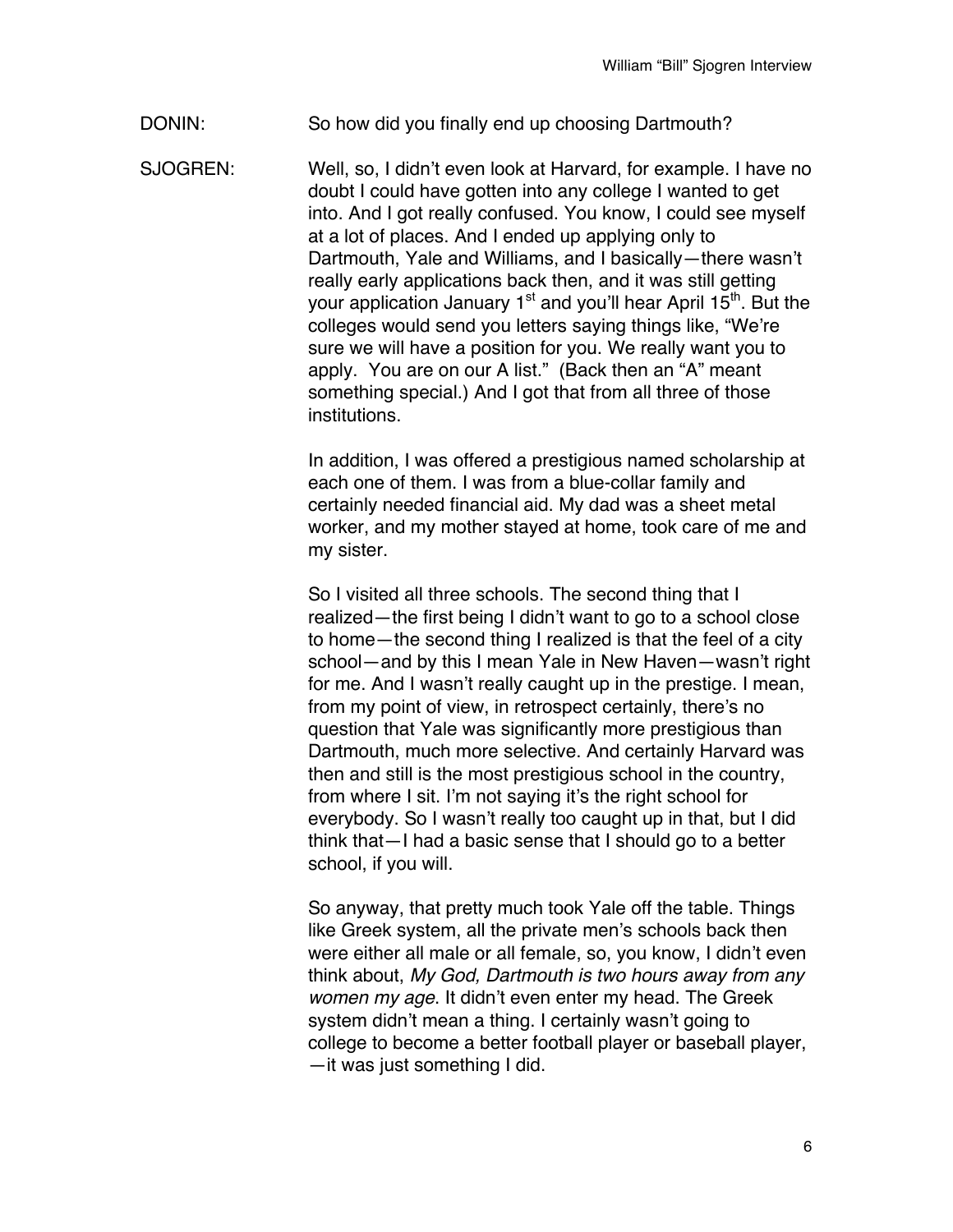DONIN: So how did you finally end up choosing Dartmouth?

SJOGREN: Well, so, I didn't even look at Harvard, for example. I have no doubt I could have gotten into any college I wanted to get into. And I got really confused. You know, I could see myself at a lot of places. And I ended up applying only to Dartmouth, Yale and Williams, and I basically—there wasn't really early applications back then, and it was still getting your application January 1st and you'll hear April 15th. But the colleges would send you letters saying things like, "We're sure we will have a position for you. We really want you to apply. You are on our A list." (Back then an "A" meant something special.) And I got that from all three of those institutions.

In addition, I was offered a prestigious named scholarship at each one of them. I was from a blue-collar family and certainly needed financial aid. My dad was a sheet metal worker, and my mother stayed at home, took care of me and my sister.

So I visited all three schools. The second thing that I realized—the first being I didn't want to go to a school close to home—the second thing I realized is that the feel of a city school—and by this I mean Yale in New Haven—wasn't right for me. And I wasn't really caught up in the prestige. I mean, from my point of view, in retrospect certainly, there's no question that Yale was significantly more prestigious than Dartmouth, much more selective. And certainly Harvard was then and still is the most prestigious school in the country, from where I sit. I'm not saying it's the right school for everybody. So I wasn't really too caught up in that, but I did think that—I had a basic sense that I should go to a better school, if you will.

So anyway, that pretty much took Yale off the table. Things like Greek system, all the private men's schools back then were either all male or all female, so, you know, I didn't even think about, *My God, Dartmouth is two hours away from any women my age.* It didn't even enter my head. The Greek system didn't mean a thing. I certainly wasn't going to college to become a better football player or baseball player, —it was just something I did.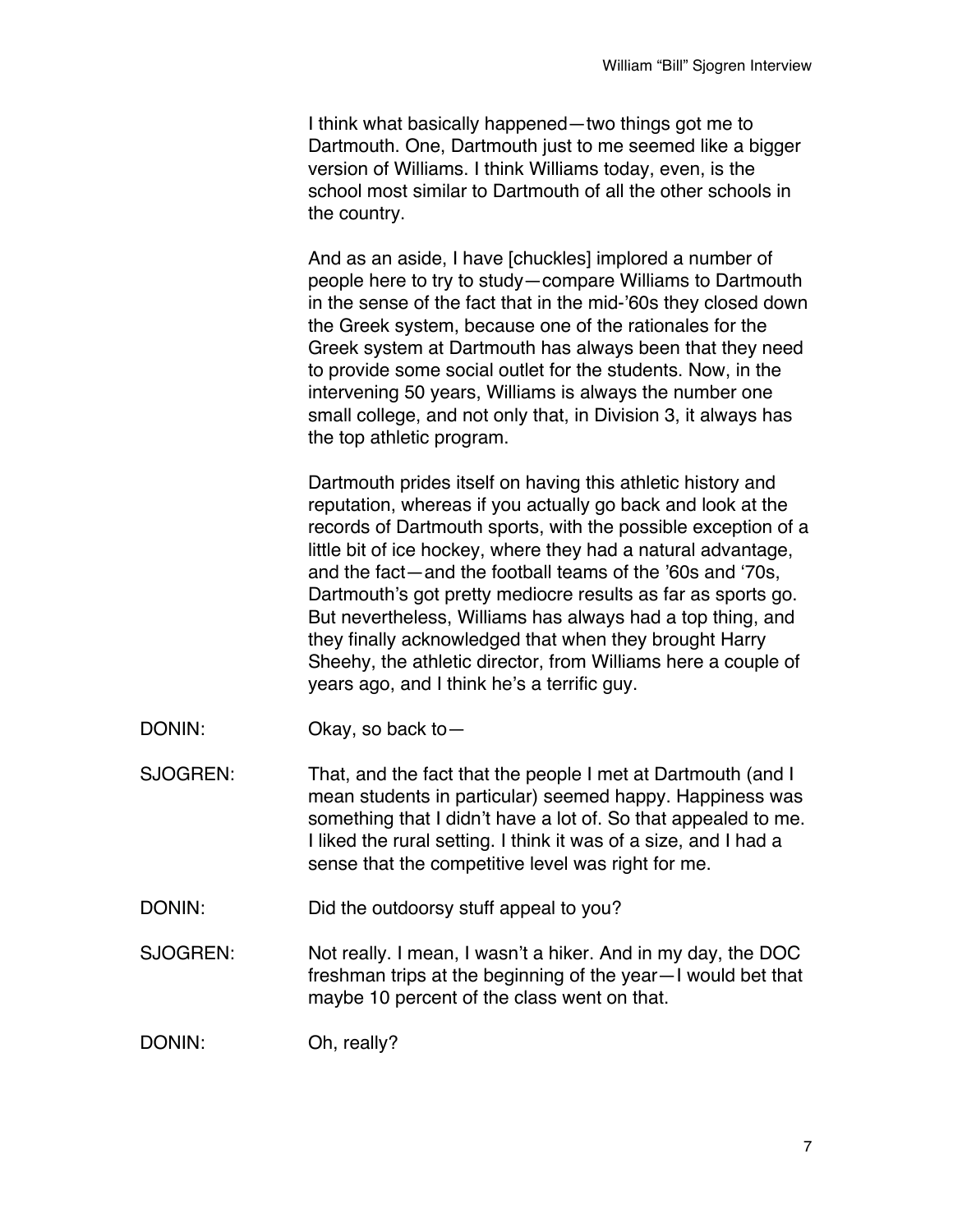I think what basically happened—two things got me to Dartmouth. One, Dartmouth just to me seemed like a bigger version of Williams. I think Williams today, even, is the school most similar to Dartmouth of all the other schools in the country.

And as an aside, I have [chuckles] implored a number of people here to try to study—compare Williams to Dartmouth in the sense of the fact that in the mid-'60s they closed down the Greek system, because one of the rationales for the Greek system at Dartmouth has always been that they need to provide some social outlet for the students. Now, in the intervening 50 years, Williams is always the number one small college, and not only that, in Division 3, it always has the top athletic program.

Dartmouth prides itself on having this athletic history and reputation, whereas if you actually go back and look at the records of Dartmouth sports, with the possible exception of a little bit of ice hockey, where they had a natural advantage, and the fact—and the football teams of the '60s and '70s, Dartmouth's got pretty mediocre results as far as sports go. But nevertheless, Williams has always had a top thing, and they finally acknowledged that when they brought Harry Sheehy, the athletic director, from Williams here a couple of years ago, and I think he's a terrific guy.

DONIN: Okay, so back to—

SJOGREN: That, and the fact that the people I met at Dartmouth (and I mean students in particular) seemed happy. Happiness was something that I didn't have a lot of. So that appealed to me. I liked the rural setting. I think it was of a size, and I had a sense that the competitive level was right for me.

DONIN: Did the outdoorsy stuff appeal to you?

SJOGREN: Not really. I mean, I wasn't a hiker. And in my day, the DOC freshman trips at the beginning of the year—I would bet that maybe 10 percent of the class went on that.

DONIN: Oh, really?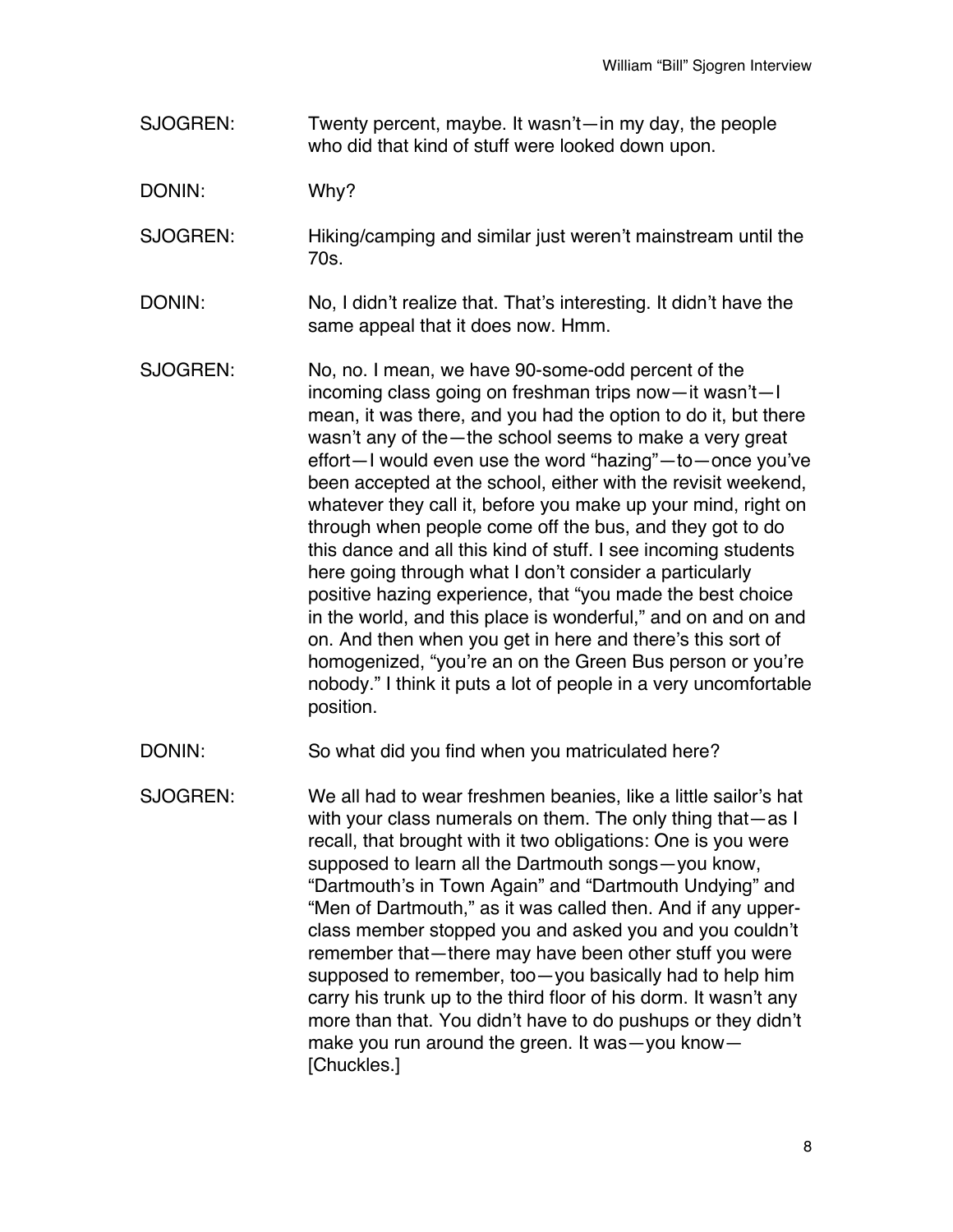SJOGREN: Twenty percent, maybe. It wasn't—in my day, the people who did that kind of stuff were looked down upon.

DONIN: Why?

SJOGREN: Hiking/camping and similar just weren't mainstream until the 70s.

DONIN: No, I didn't realize that. That's interesting. It didn't have the same appeal that it does now. Hmm.

SJOGREN: No, no. I mean, we have 90-some-odd percent of the incoming class going on freshman trips now—it wasn't—I mean, it was there, and you had the option to do it, but there wasn't any of the—the school seems to make a very great effort—I would even use the word "hazing"—to—once you've been accepted at the school, either with the revisit weekend, whatever they call it, before you make up your mind, right on through when people come off the bus, and they got to do this dance and all this kind of stuff. I see incoming students here going through what I don't consider a particularly positive hazing experience, that "you made the best choice in the world, and this place is wonderful," and on and on and on. And then when you get in here and there's this sort of homogenized, "you're an on the Green Bus person or you're nobody." I think it puts a lot of people in a very uncomfortable position.

DONIN: So what did you find when you matriculated here?

SJOGREN: We all had to wear freshmen beanies, like a little sailor's hat with your class numerals on them. The only thing that—as I recall, that brought with it two obligations: One is you were supposed to learn all the Dartmouth songs—you know, "Dartmouth's in Town Again" and "Dartmouth Undying" and "Men of Dartmouth," as it was called then. And if any upper-class member stopped you and asked you and you couldn't remember that—there may have been other stuff you were supposed to remember, too—you basically had to help him carry his trunk up to the third floor of his dorm. It wasn't any more than that. You didn't have to do pushups or they didn't make you run around the green. It was—you know—[Chuckles.]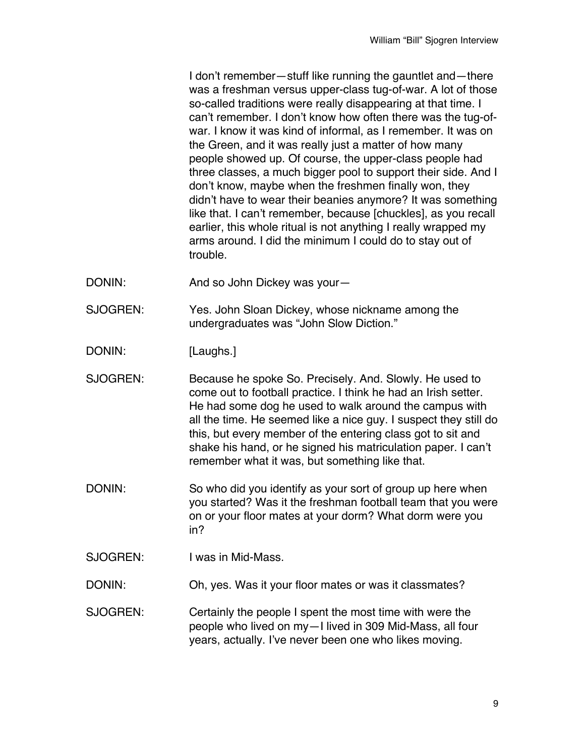I don't remember—stuff like running the gauntlet and—there was a freshman versus upper-class tug-of-war. A lot of those so-called traditions were really disappearing at that time. I can't remember. I don't know how often there was the tug-of-war. I know it was kind of informal, as I remember. It was on the Green, and it was really just a matter of how many people showed up. Of course, the upper-class people had three classes, a much bigger pool to support their side. And I don't know, maybe when the freshmen finally won, they didn't have to wear their beanies anymore? It was something like that. I can't remember, because [chuckles], as you recall earlier, this whole ritual is not anything I really wrapped my arms around. I did the minimum I could do to stay out of trouble.

DONIN: And so John Dickey was your—

SJOGREN: Yes. John Sloan Dickey, whose nickname among the undergraduates was "John Slow Diction."

DONIN: [Laughs.]

SJOGREN: Because he spoke So. Precisely. And. Slowly. He used to come out to football practice. I think he had an Irish setter. He had some dog he used to walk around the campus with all the time. He seemed like a nice guy. I suspect they still do this, but every member of the entering class got to sit and shake his hand, or he signed his matriculation paper. I can't remember what it was, but something like that.

DONIN: So who did you identify as your sort of group up here when you started? Was it the freshman football team that you were on or your floor mates at your dorm? What dorm were you in?

SJOGREN: I was in Mid-Mass.

DONIN: Oh, yes. Was it your floor mates or was it classmates?

SJOGREN: Certainly the people I spent the most time with were the people who lived on my—I lived in 309 Mid-Mass, all four years, actually. I've never been one who likes moving.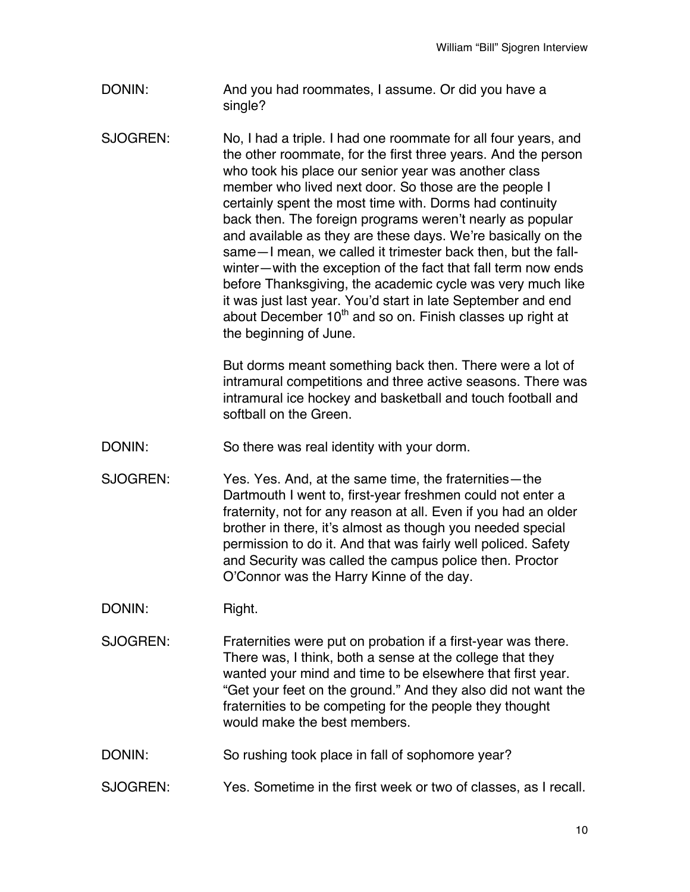DONIN: And you had roommates, I assume. Or did you have a single?

SJOGREN: No, I had a triple. I had one roommate for all four years, and the other roommate, for the first three years. And the person who took his place our senior year was another class member who lived next door. So those are the people I certainly spent the most time with. Dorms had continuity back then. The foreign programs weren't nearly as popular and available as they are these days. We're basically on the same—I mean, we called it trimester back then, but the fall-winter—with the exception of the fact that fall term now ends before Thanksgiving, the academic cycle was very much like it was just last year. You'd start in late September and end about December 10th and so on. Finish classes up right at the beginning of June.

But dorms meant something back then. There were a lot of intramural competitions and three active seasons. There was intramural ice hockey and basketball and touch football and softball on the Green.

DONIN: So there was real identity with your dorm.

SJOGREN: Yes. Yes. And, at the same time, the fraternities—the Dartmouth I went to, first-year freshmen could not enter a fraternity, not for any reason at all. Even if you had an older brother in there, it's almost as though you needed special permission to do it. And that was fairly well policed. Safety and Security was called the campus police then. Proctor O'Connor was the Harry Kinne of the day.

DONIN: Right.

SJOGREN: Fraternities were put on probation if a first-year was there. There was, I think, both a sense at the college that they wanted your mind and time to be elsewhere that first year. "Get your feet on the ground." And they also did not want the fraternities to be competing for the people they thought would make the best members.

DONIN: So rushing took place in fall of sophomore year?

SJOGREN: Yes. Sometime in the first week or two of classes, as I recall.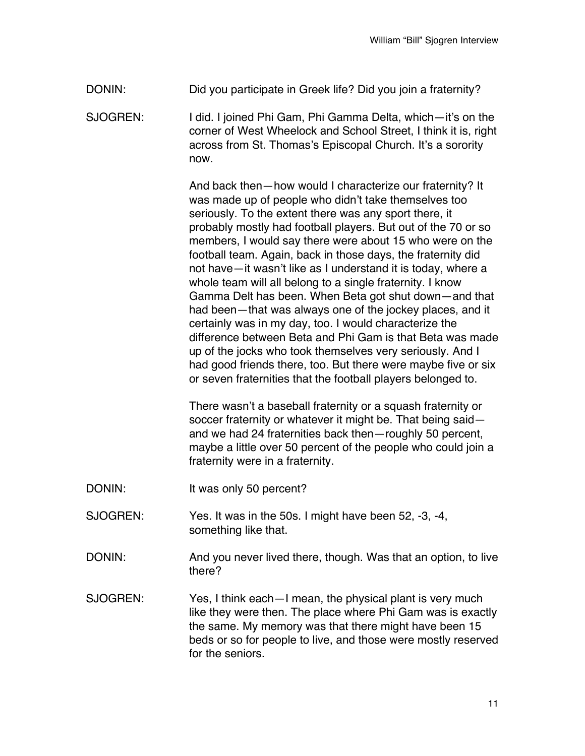DONIN: Did you participate in Greek life? Did you join a fraternity?

SJOGREN: I did. I joined Phi Gam, Phi Gamma Delta, which—it's on the corner of West Wheelock and School Street, I think it is, right across from St. Thomas's Episcopal Church. It's a sorority now.

And back then—how would I characterize our fraternity? It was made up of people who didn't take themselves too seriously. To the extent there was any sport there, it probably mostly had football players. But out of the 70 or so members, I would say there were about 15 who were on the football team. Again, back in those days, the fraternity did not have—it wasn't like as I understand it is today, where a whole team will all belong to a single fraternity. I know Gamma Delt has been. When Beta got shut down—and that had been—that was always one of the jockey places, and it certainly was in my day, too. I would characterize the difference between Beta and Phi Gam is that Beta was made up of the jocks who took themselves very seriously. And I had good friends there, too. But there were maybe five or six or seven fraternities that the football players belonged to.

There wasn't a baseball fraternity or a squash fraternity or soccer fraternity or whatever it might be. That being said—and we had 24 fraternities back then—roughly 50 percent, maybe a little over 50 percent of the people who could join a fraternity were in a fraternity.

DONIN: It was only 50 percent?

SJOGREN: Yes. It was in the 50s. I might have been 52, -3, -4, something like that.

DONIN: And you never lived there, though. Was that an option, to live there?

SJOGREN: Yes, I think each—I mean, the physical plant is very much like they were then. The place where Phi Gam was is exactly the same. My memory was that there might have been 15 beds or so for people to live, and those were mostly reserved for the seniors.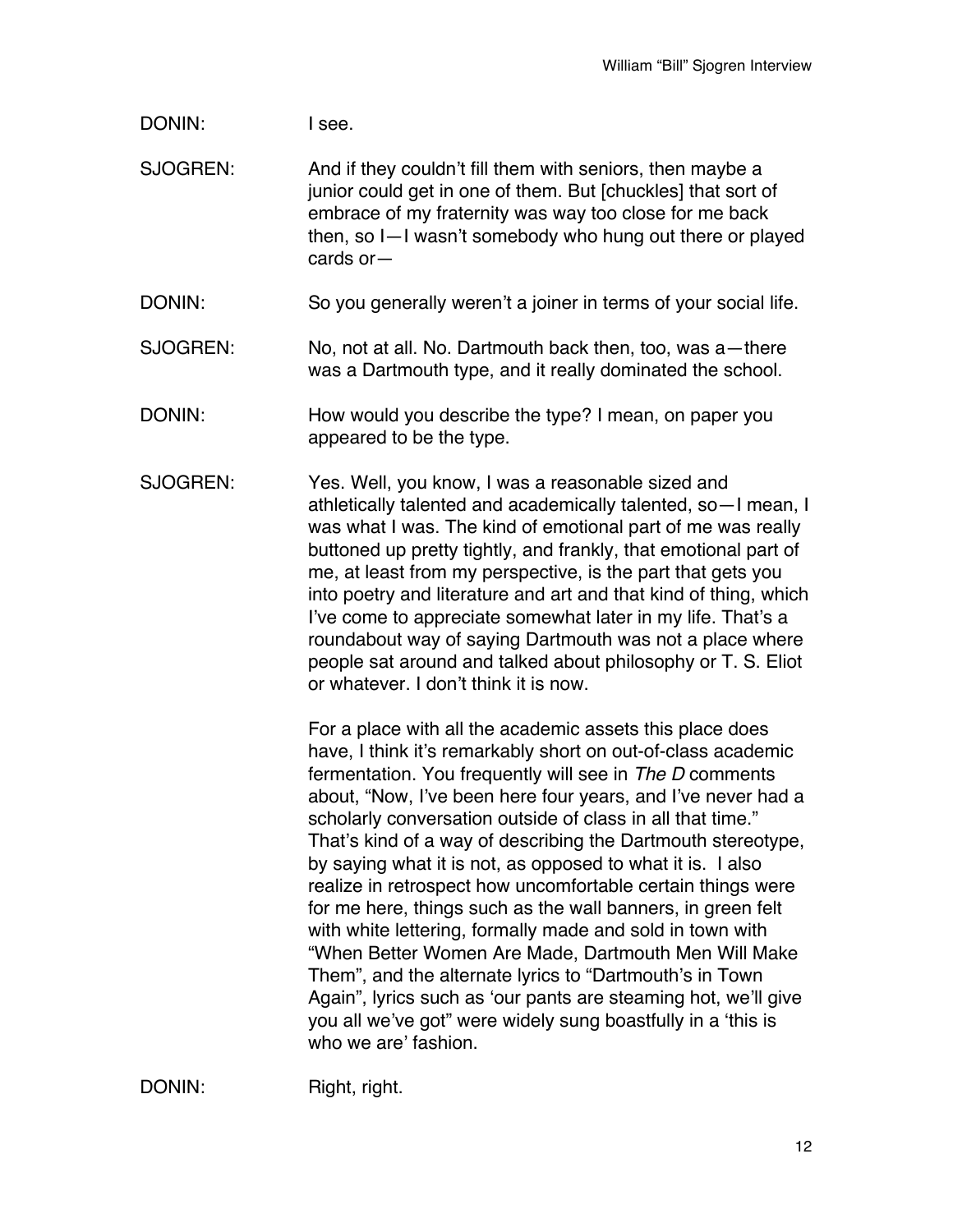DONIN: I see.

SJOGREN: And if they couldn't fill them with seniors, then maybe a junior could get in one of them. But [chuckles] that sort of embrace of my fraternity was way too close for me back then, so I—I wasn't somebody who hung out there or played cards or—

DONIN: So you generally weren't a joiner in terms of your social life.

SJOGREN: No, not at all. No. Dartmouth back then, too, was a—there was a Dartmouth type, and it really dominated the school.

DONIN: How would you describe the type? I mean, on paper you appeared to be the type.

SJOGREN: Yes. Well, you know, I was a reasonable sized and athletically talented and academically talented, so—I mean, I was what I was. The kind of emotional part of me was really buttoned up pretty tightly, and frankly, that emotional part of me, at least from my perspective, is the part that gets you into poetry and literature and art and that kind of thing, which I've come to appreciate somewhat later in my life. That's a roundabout way of saying Dartmouth was not a place where people sat around and talked about philosophy or T. S. Eliot or whatever. I don't think it is now.

For a place with all the academic assets this place does have, I think it's remarkably short on out-of-class academic fermentation. You frequently will see in *The D* comments about, "Now, I've been here four years, and I've never had a scholarly conversation outside of class in all that time." That's kind of a way of describing the Dartmouth stereotype, by saying what it is not, as opposed to what it is. I also realize in retrospect how uncomfortable certain things were for me here, things such as the wall banners, in green felt with white lettering, formally made and sold in town with "When Better Women Are Made, Dartmouth Men Will Make Them", and the alternate lyrics to "Dartmouth's in Town Again", lyrics such as 'our pants are steaming hot, we'll give you all we've got" were widely sung boastfully in a 'this is who we are' fashion.

DONIN: Right, right.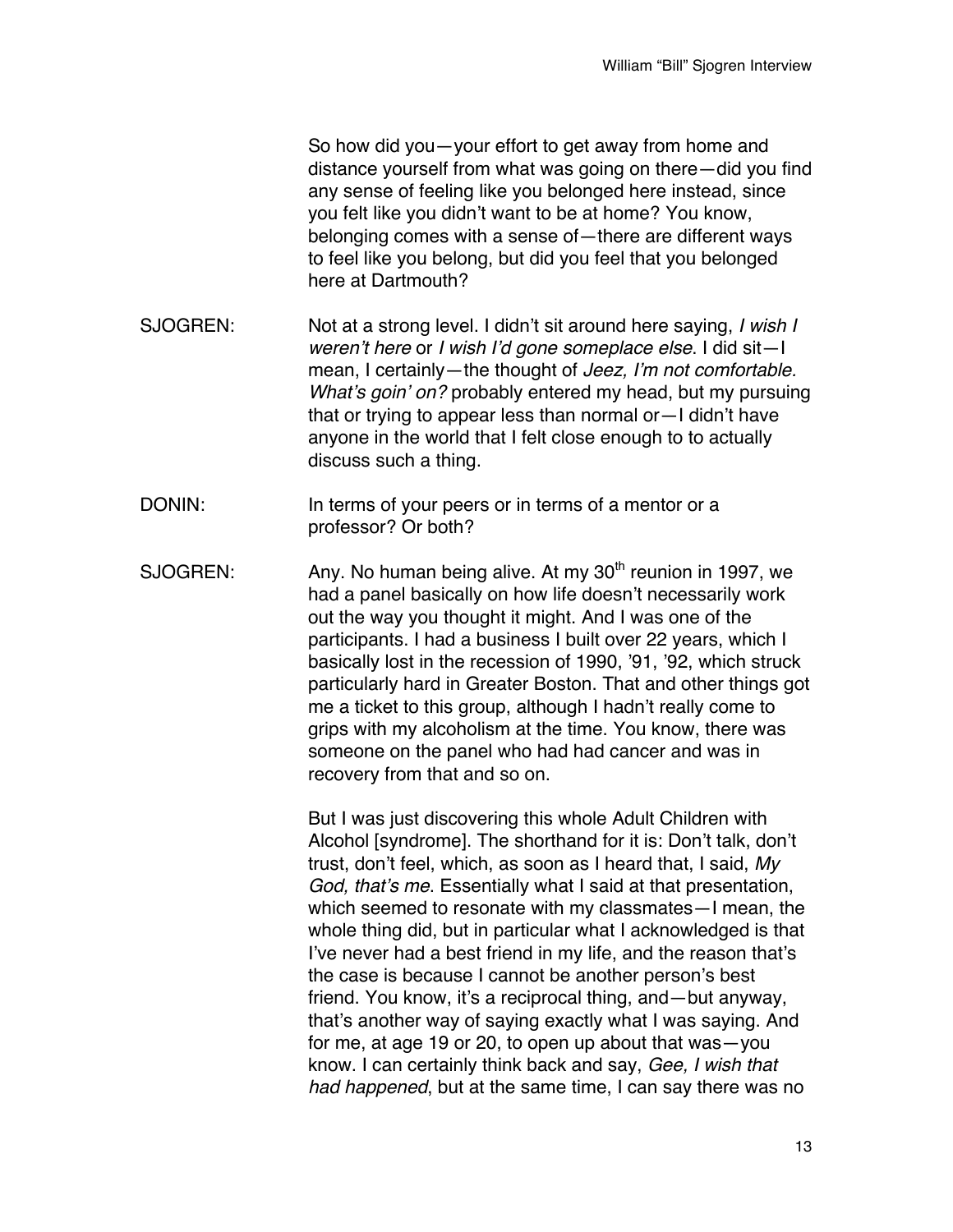So how did you—your effort to get away from home and distance yourself from what was going on there—did you find any sense of feeling like you belonged here instead, since you felt like you didn't want to be at home? You know, belonging comes with a sense of—there are different ways to feel like you belong, but did you feel that you belonged here at Dartmouth?

SJOGREN: Not at a strong level. I didn't sit around here saying, *I wish I weren't here* or *I wish I'd gone someplace else*. I did sit—I mean, I certainly—the thought of *Jeez, I'm not comfortable. What's goin' on?* probably entered my head, but my pursuing that or trying to appear less than normal or—I didn't have anyone in the world that I felt close enough to to actually discuss such a thing.

DONIN: In terms of your peers or in terms of a mentor or a professor? Or both?

SJOGREN: Any. No human being alive. At my 30th reunion in 1997, we had a panel basically on how life doesn't necessarily work out the way you thought it might. And I was one of the participants. I had a business I built over 22 years, which I basically lost in the recession of 1990, '91, '92, which struck particularly hard in Greater Boston. That and other things got me a ticket to this group, although I hadn't really come to grips with my alcoholism at the time. You know, there was someone on the panel who had had cancer and was in recovery from that and so on.

But I was just discovering this whole Adult Children with Alcohol [syndrome]. The shorthand for it is: Don't talk, don't trust, don't feel, which, as soon as I heard that, I said, *My God, that's me*. Essentially what I said at that presentation, which seemed to resonate with my classmates—I mean, the whole thing did, but in particular what I acknowledged is that I've never had a best friend in my life, and the reason that's the case is because I cannot be another person's best friend. You know, it's a reciprocal thing, and—but anyway, that's another way of saying exactly what I was saying. And for me, at age 19 or 20, to open up about that was—you know. I can certainly think back and say, *Gee, I wish that had happened*, but at the same time, I can say there was no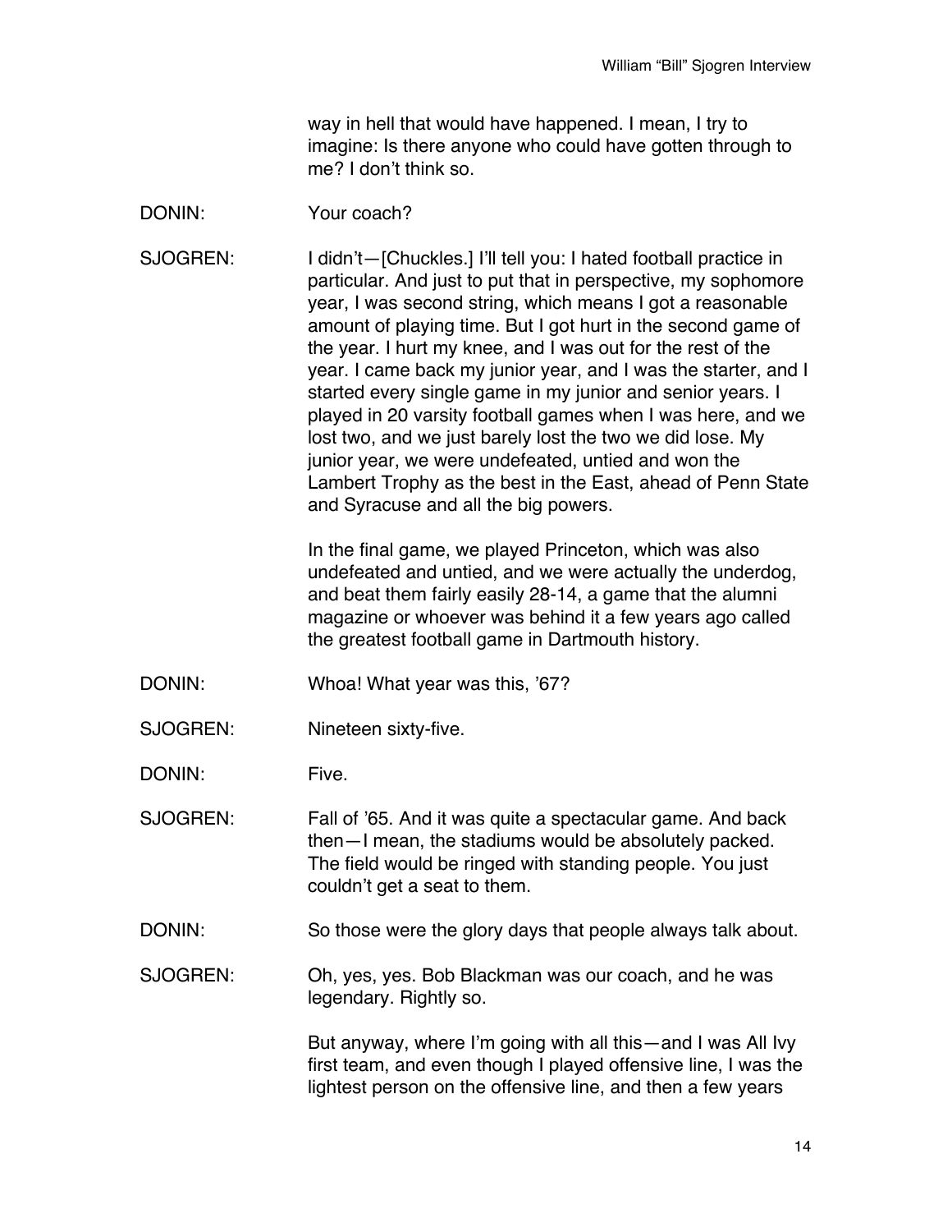way in hell that would have happened. I mean, I try to imagine: Is there anyone who could have gotten through to me? I don't think so.

DONIN: Your coach?

SJOGREN: I didn't—[Chuckles.] I'll tell you: I hated football practice in particular. And just to put that in perspective, my sophomore year, I was second string, which means I got a reasonable amount of playing time. But I got hurt in the second game of the year. I hurt my knee, and I was out for the rest of the year. I came back my junior year, and I was the starter, and I started every single game in my junior and senior years. I played in 20 varsity football games when I was here, and we lost two, and we just barely lost the two we did lose. My junior year, we were undefeated, untied and won the Lambert Trophy as the best in the East, ahead of Penn State and Syracuse and all the big powers.

In the final game, we played Princeton, which was also undefeated and untied, and we were actually the underdog, and beat them fairly easily 28-14, a game that the alumni magazine or whoever was behind it a few years ago called the greatest football game in Dartmouth history.

DONIN: Whoa! What year was this, '67?

SJOGREN: Nineteen sixty-five.

DONIN: Five.

SJOGREN: Fall of '65. And it was quite a spectacular game. And back then—I mean, the stadiums would be absolutely packed. The field would be ringed with standing people. You just couldn't get a seat to them.

DONIN: So those were the glory days that people always talk about.

SJOGREN: Oh, yes, yes. Bob Blackman was our coach, and he was legendary. Rightly so.

But anyway, where I'm going with all this—and I was All Ivy first team, and even though I played offensive line, I was the lightest person on the offensive line, and then a few years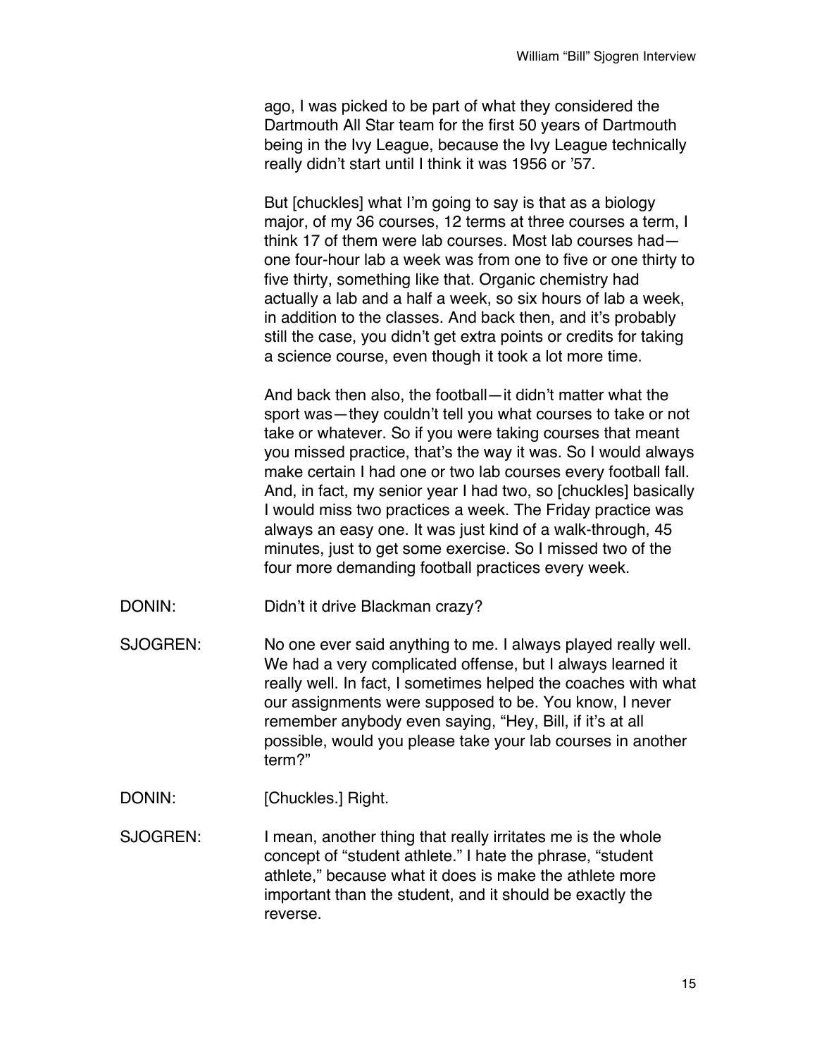ago, I was picked to be part of what they considered the Dartmouth All Star team for the first 50 years of Dartmouth being in the Ivy League, because the Ivy League technically really didn't start until I think it was 1956 or '57.

But [chuckles] what I'm going to say is that as a biology major, of my 36 courses, 12 terms at three courses a term, I think 17 of them were lab courses. Most lab courses had—one four-hour lab a week was from one to five or one thirty to five thirty, something like that. Organic chemistry had actually a lab and a half a week, so six hours of lab a week, in addition to the classes. And back then, and it's probably still the case, you didn't get extra points or credits for taking a science course, even though it took a lot more time.

And back then also, the football—it didn't matter what the sport was—they couldn't tell you what courses to take or not take or whatever. So if you were taking courses that meant you missed practice, that's the way it was. So I would always make certain I had one or two lab courses every football fall. And, in fact, my senior year I had two, so [chuckles] basically I would miss two practices a week. The Friday practice was always an easy one. It was just kind of a walk-through, 45 minutes, just to get some exercise. So I missed two of the four more demanding football practices every week.

DONIN: Didn't it drive Blackman crazy?

SJOGREN: No one ever said anything to me. I always played really well. We had a very complicated offense, but I always learned it really well. In fact, I sometimes helped the coaches with what our assignments were supposed to be. You know, I never remember anybody even saying, "Hey, Bill, if it's at all possible, would you please take your lab courses in another term?"

DONIN: [Chuckles.] Right.

SJOGREN: I mean, another thing that really irritates me is the whole concept of "student athlete." I hate the phrase, "student athlete," because what it does is make the athlete more important than the student, and it should be exactly the reverse.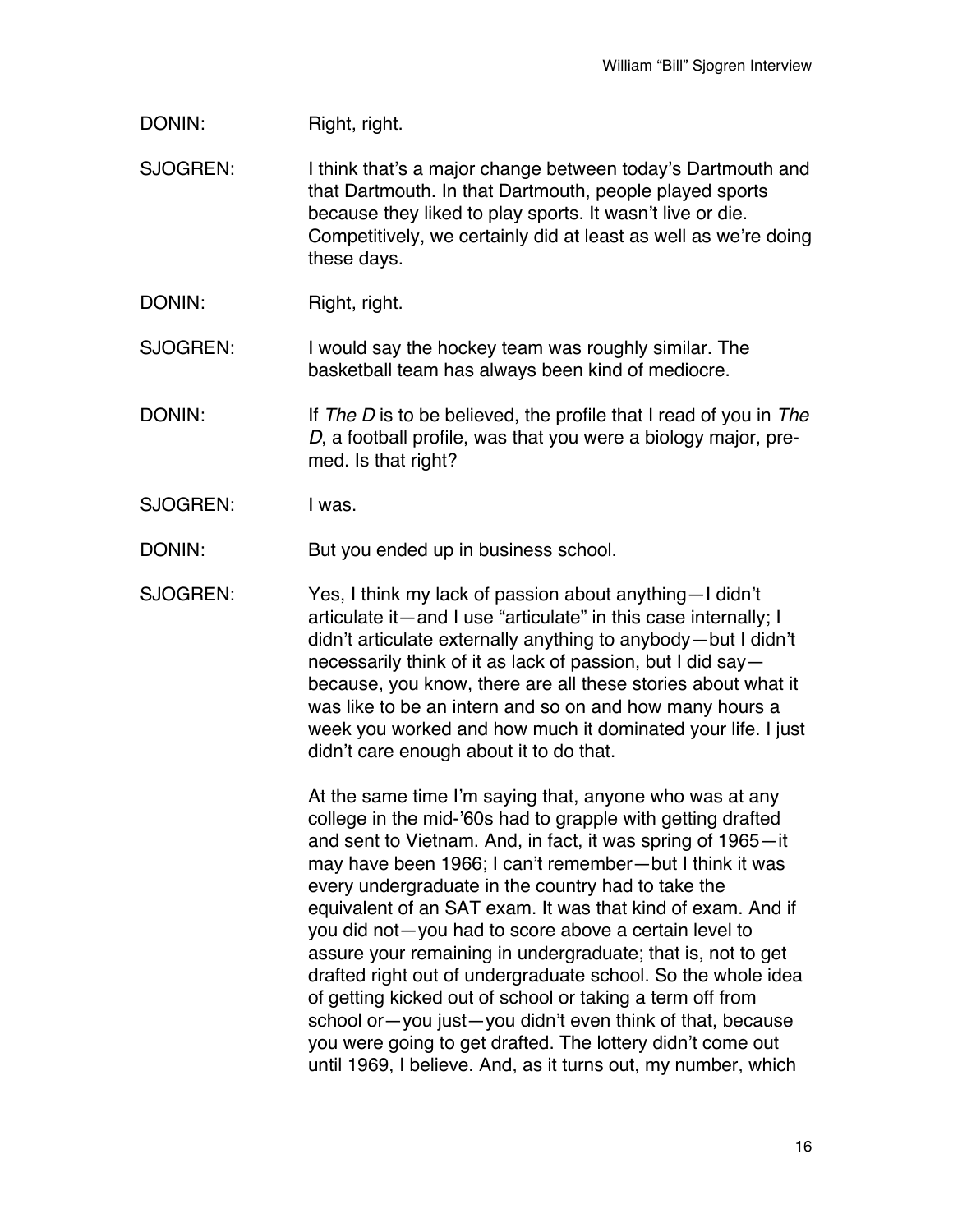DONIN: Right, right.

SJOGREN: I think that's a major change between today's Dartmouth and that Dartmouth. In that Dartmouth, people played sports because they liked to play sports. It wasn't live or die. Competitively, we certainly did at least as well as we're doing these days.

DONIN: Right, right.

SJOGREN: I would say the hockey team was roughly similar. The basketball team has always been kind of mediocre.

DONIN: If *The D* is to be believed, the profile that I read of you in *The D*, a football profile, was that you were a biology major, pre-med. Is that right?

SJOGREN: I was.

DONIN: But you ended up in business school.

SJOGREN: Yes, I think my lack of passion about anything—I didn't articulate it—and I use "articulate" in this case internally; I didn't articulate externally anything to anybody—but I didn't necessarily think of it as lack of passion, but I did say—because, you know, there are all these stories about what it was like to be an intern and so on and how many hours a week you worked and how much it dominated your life. I just didn't care enough about it to do that.

At the same time I'm saying that, anyone who was at any college in the mid-'60s had to grapple with getting drafted and sent to Vietnam. And, in fact, it was spring of 1965—it may have been 1966; I can't remember—but I think it was every undergraduate in the country had to take the equivalent of an SAT exam. It was that kind of exam. And if you did not—you had to score above a certain level to assure your remaining in undergraduate; that is, not to get drafted right out of undergraduate school. So the whole idea of getting kicked out of school or taking a term off from school or—you just—you didn't even think of that, because you were going to get drafted. The lottery didn't come out until 1969, I believe. And, as it turns out, my number, which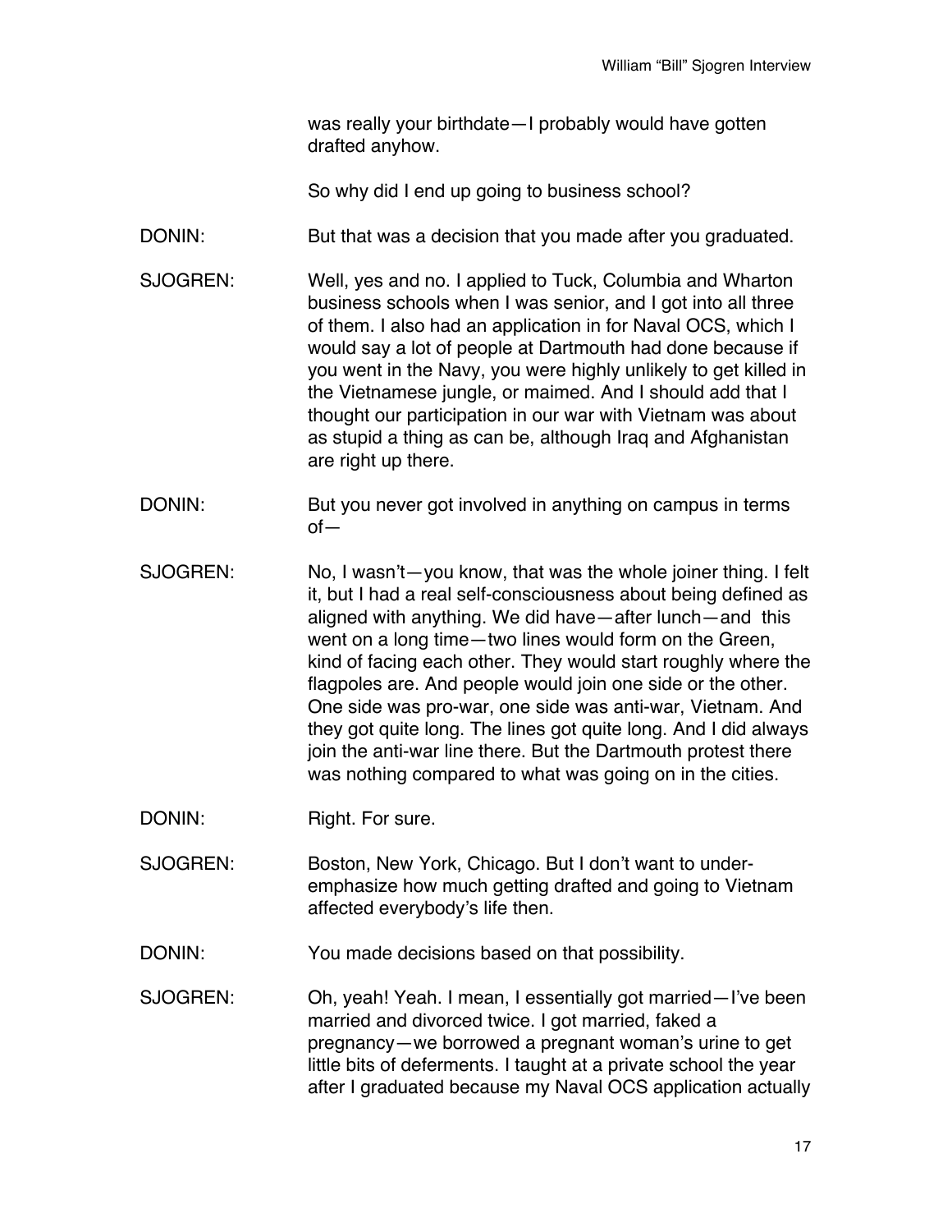was really your birthdate—I probably would have gotten drafted anyhow.

So why did I end up going to business school?

DONIN: But that was a decision that you made after you graduated.

SJOGREN: Well, yes and no. I applied to Tuck, Columbia and Wharton business schools when I was senior, and I got into all three of them. I also had an application in for Naval OCS, which I would say a lot of people at Dartmouth had done because if you went in the Navy, you were highly unlikely to get killed in the Vietnamese jungle, or maimed. And I should add that I thought our participation in our war with Vietnam was about as stupid a thing as can be, although Iraq and Afghanistan are right up there.

DONIN: But you never got involved in anything on campus in terms of—

SJOGREN: No, I wasn't—you know, that was the whole joiner thing. I felt it, but I had a real self-consciousness about being defined as aligned with anything. We did have—after lunch—and this went on a long time—two lines would form on the Green, kind of facing each other. They would start roughly where the flagpoles are. And people would join one side or the other. One side was pro-war, one side was anti-war, Vietnam. And they got quite long. The lines got quite long. And I did always join the anti-war line there. But the Dartmouth protest there was nothing compared to what was going on in the cities.

DONIN: Right. For sure.

SJOGREN: Boston, New York, Chicago. But I don't want to under-emphasize how much getting drafted and going to Vietnam affected everybody's life then.

DONIN: You made decisions based on that possibility.

SJOGREN: Oh, yeah! Yeah. I mean, I essentially got married—I've been married and divorced twice. I got married, faked a pregnancy—we borrowed a pregnant woman's urine to get little bits of deferments. I taught at a private school the year after I graduated because my Naval OCS application actually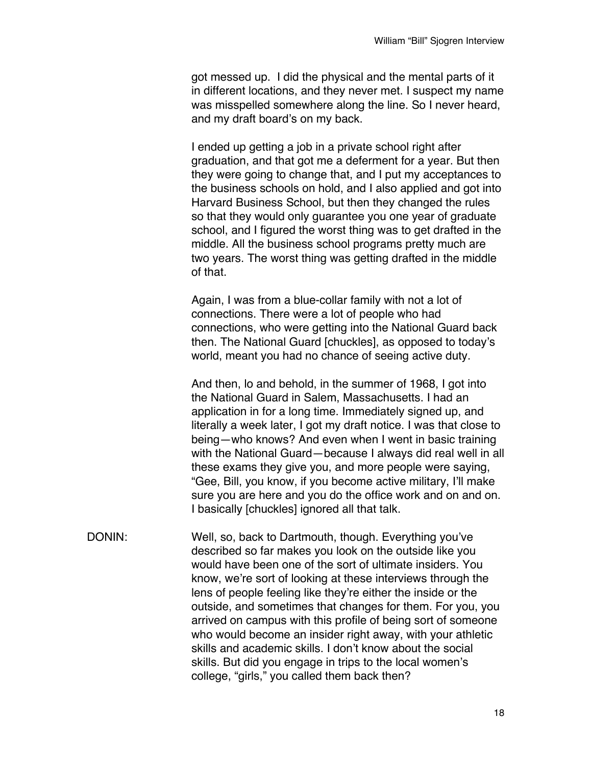got messed up. I did the physical and the mental parts of it in different locations, and they never met. I suspect my name was misspelled somewhere along the line. So I never heard, and my draft board's on my back.

I ended up getting a job in a private school right after graduation, and that got me a deferment for a year. But then they were going to change that, and I put my acceptances to the business schools on hold, and I also applied and got into Harvard Business School, but then they changed the rules so that they would only guarantee you one year of graduate school, and I figured the worst thing was to get drafted in the middle. All the business school programs pretty much are two years. The worst thing was getting drafted in the middle of that.

Again, I was from a blue-collar family with not a lot of connections. There were a lot of people who had connections, who were getting into the National Guard back then. The National Guard [chuckles], as opposed to today's world, meant you had no chance of seeing active duty.

And then, lo and behold, in the summer of 1968, I got into the National Guard in Salem, Massachusetts. I had an application in for a long time. Immediately signed up, and literally a week later, I got my draft notice. I was that close to being—who knows? And even when I went in basic training with the National Guard—because I always did real well in all these exams they give you, and more people were saying, "Gee, Bill, you know, if you become active military, I'll make sure you are here and you do the office work and on and on. I basically [chuckles] ignored all that talk.

DONIN: Well, so, back to Dartmouth, though. Everything you've described so far makes you look on the outside like you would have been one of the sort of ultimate insiders. You know, we're sort of looking at these interviews through the lens of people feeling like they're either the inside or the outside, and sometimes that changes for them. For you, you arrived on campus with this profile of being sort of someone who would become an insider right away, with your athletic skills and academic skills. I don't know about the social skills. But did you engage in trips to the local women's college, "girls," you called them back then?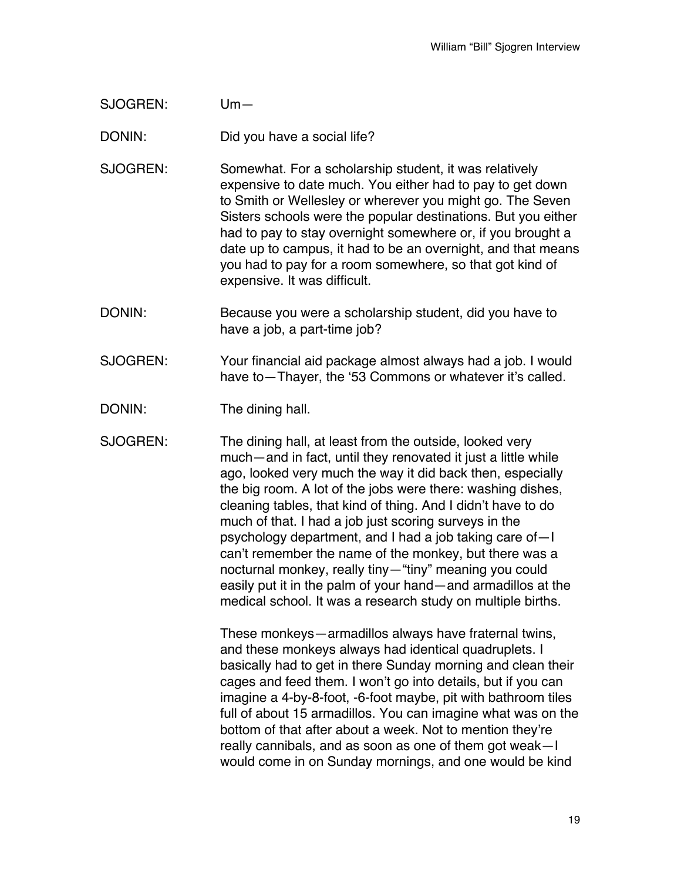SJOGREN: Um—

DONIN: Did you have a social life?

SJOGREN: Somewhat. For a scholarship student, it was relatively expensive to date much. You either had to pay to get down to Smith or Wellesley or wherever you might go. The Seven Sisters schools were the popular destinations. But you either had to pay to stay overnight somewhere or, if you brought a date up to campus, it had to be an overnight, and that means you had to pay for a room somewhere, so that got kind of expensive. It was difficult.

DONIN: Because you were a scholarship student, did you have to have a job, a part-time job?

SJOGREN: Your financial aid package almost always had a job. I would have to—Thayer, the '53 Commons or whatever it's called.

DONIN: The dining hall.

SJOGREN: The dining hall, at least from the outside, looked very much—and in fact, until they renovated it just a little while ago, looked very much the way it did back then, especially the big room. A lot of the jobs were there: washing dishes, cleaning tables, that kind of thing. And I didn't have to do much of that. I had a job just scoring surveys in the psychology department, and I had a job taking care of—I can't remember the name of the monkey, but there was a nocturnal monkey, really tiny—"tiny" meaning you could easily put it in the palm of your hand—and armadillos at the medical school. It was a research study on multiple births.

These monkeys—armadillos always have fraternal twins, and these monkeys always had identical quadruplets. I basically had to get in there Sunday morning and clean their cages and feed them. I won't go into details, but if you can imagine a 4-by-8-foot, -6-foot maybe, pit with bathroom tiles full of about 15 armadillos. You can imagine what was on the bottom of that after about a week. Not to mention they're really cannibals, and as soon as one of them got weak—I would come in on Sunday mornings, and one would be kind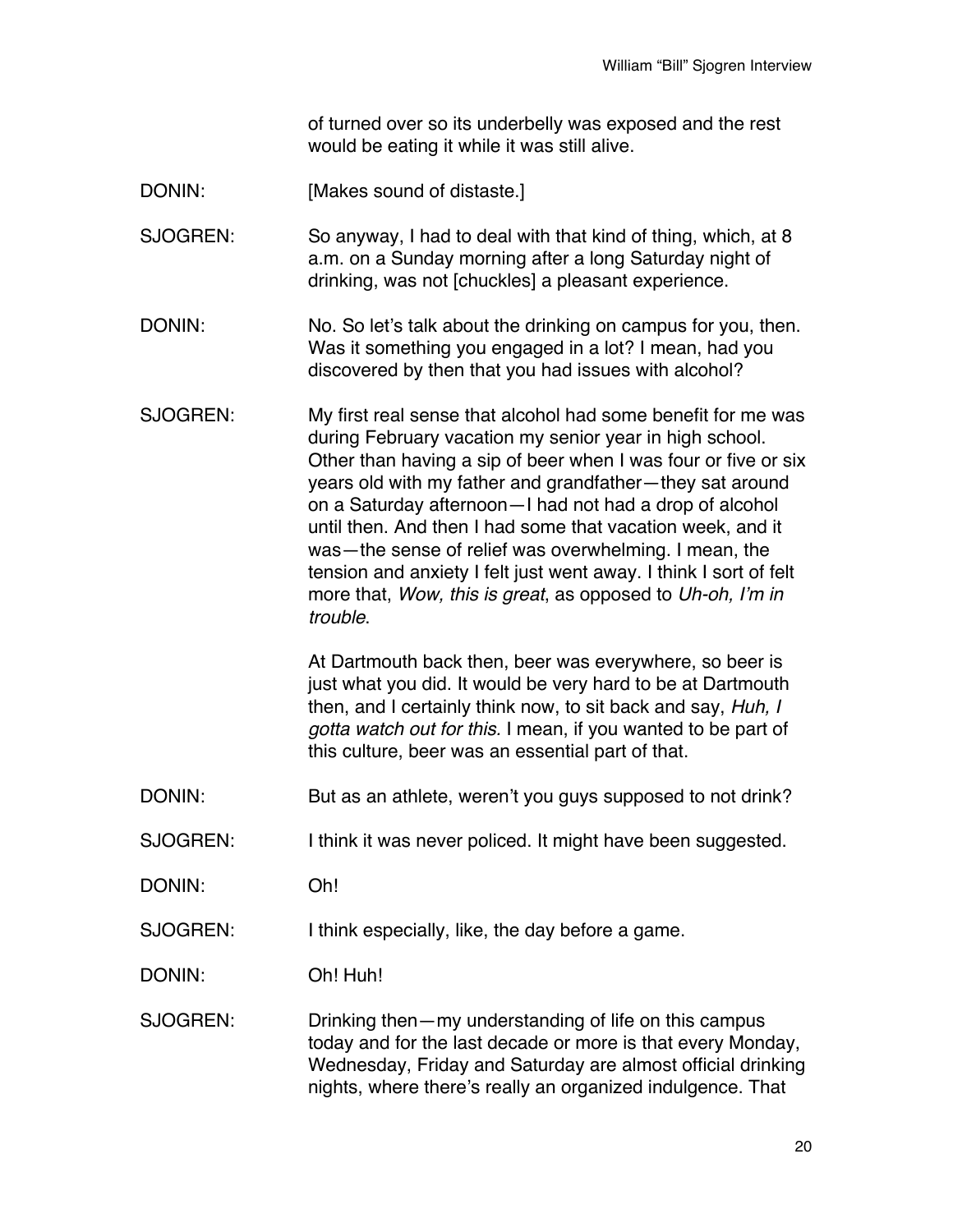of turned over so its underbelly was exposed and the rest would be eating it while it was still alive.

DONIN: [Makes sound of distaste.]

SJOGREN: So anyway, I had to deal with that kind of thing, which, at 8 a.m. on a Sunday morning after a long Saturday night of drinking, was not [chuckles] a pleasant experience.

DONIN: No. So let's talk about the drinking on campus for you, then. Was it something you engaged in a lot? I mean, had you discovered by then that you had issues with alcohol?

SJOGREN: My first real sense that alcohol had some benefit for me was during February vacation my senior year in high school. Other than having a sip of beer when I was four or five or six years old with my father and grandfather—they sat around on a Saturday afternoon—I had not had a drop of alcohol until then. And then I had some that vacation week, and it was—the sense of relief was overwhelming. I mean, the tension and anxiety I felt just went away. I think I sort of felt more that, *Wow, this is great*, as opposed to *Uh-oh, I'm in trouble*.

At Dartmouth back then, beer was everywhere, so beer is just what you did. It would be very hard to be at Dartmouth then, and I certainly think now, to sit back and say, *Huh, I gotta watch out for this.* I mean, if you wanted to be part of this culture, beer was an essential part of that.

DONIN: But as an athlete, weren't you guys supposed to not drink?

SJOGREN: I think it was never policed. It might have been suggested.

DONIN: Oh!

SJOGREN: I think especially, like, the day before a game.

DONIN: Oh! Huh!

SJOGREN: Drinking then—my understanding of life on this campus today and for the last decade or more is that every Monday, Wednesday, Friday and Saturday are almost official drinking nights, where there's really an organized indulgence. That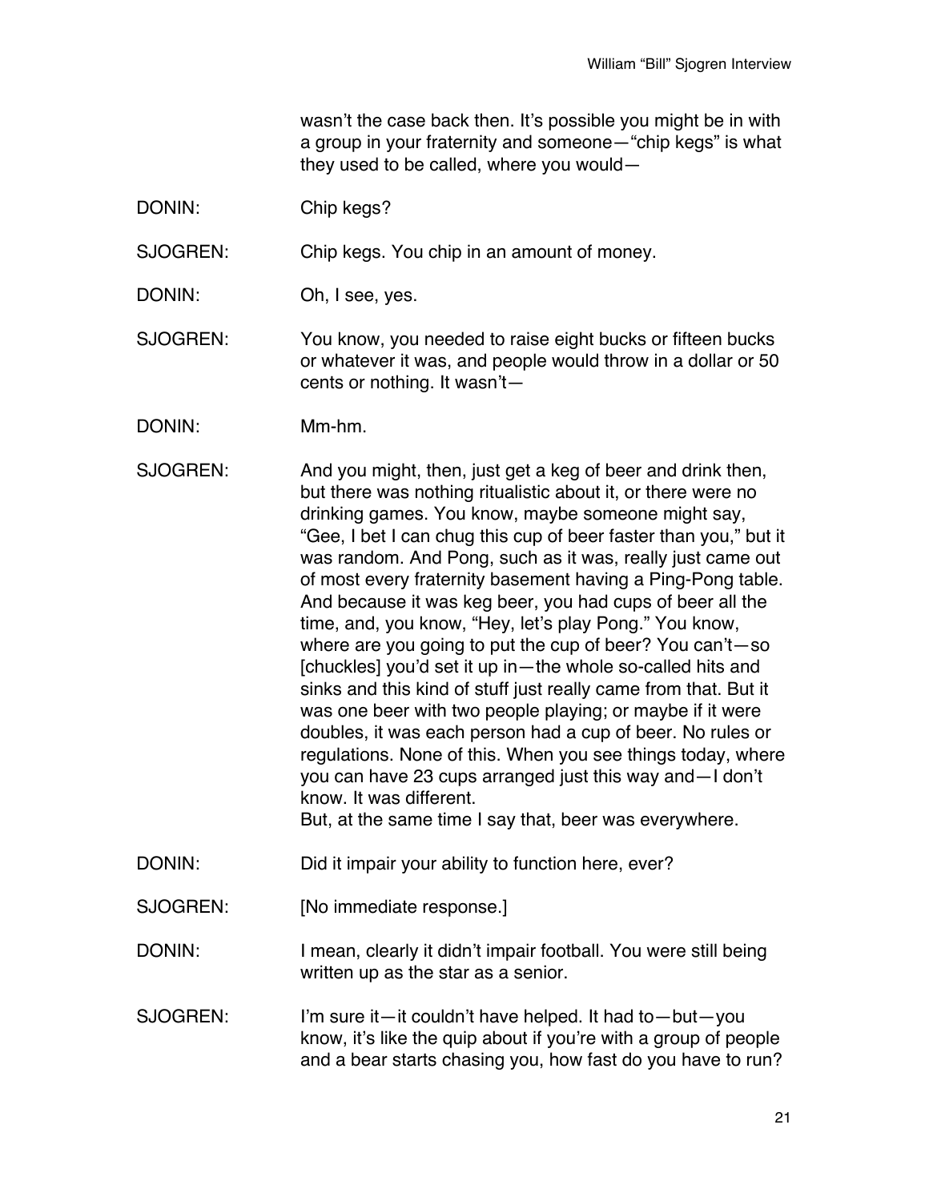wasn't the case back then. It's possible you might be in with a group in your fraternity and someone—"chip kegs" is what they used to be called, where you would—

DONIN: Chip kegs?

SJOGREN: Chip kegs. You chip in an amount of money.

DONIN: Oh, I see, yes.

SJOGREN: You know, you needed to raise eight bucks or fifteen bucks or whatever it was, and people would throw in a dollar or 50 cents or nothing. It wasn't—

DONIN: Mm-hm.

SJOGREN: And you might, then, just get a keg of beer and drink then, but there was nothing ritualistic about it, or there were no drinking games. You know, maybe someone might say, "Gee, I bet I can chug this cup of beer faster than you," but it was random. And Pong, such as it was, really just came out of most every fraternity basement having a Ping-Pong table. And because it was keg beer, you had cups of beer all the time, and, you know, "Hey, let's play Pong." You know, where are you going to put the cup of beer? You can't—so [chuckles] you'd set it up in—the whole so-called hits and sinks and this kind of stuff just really came from that. But it was one beer with two people playing; or maybe if it were doubles, it was each person had a cup of beer. No rules or regulations. None of this. When you see things today, where you can have 23 cups arranged just this way and—I don't know. It was different.
But, at the same time I say that, beer was everywhere.

DONIN: Did it impair your ability to function here, ever?

SJOGREN: [No immediate response.]

DONIN: I mean, clearly it didn't impair football. You were still being written up as the star as a senior.

SJOGREN: I'm sure it—it couldn't have helped. It had to—but—you know, it's like the quip about if you're with a group of people and a bear starts chasing you, how fast do you have to run?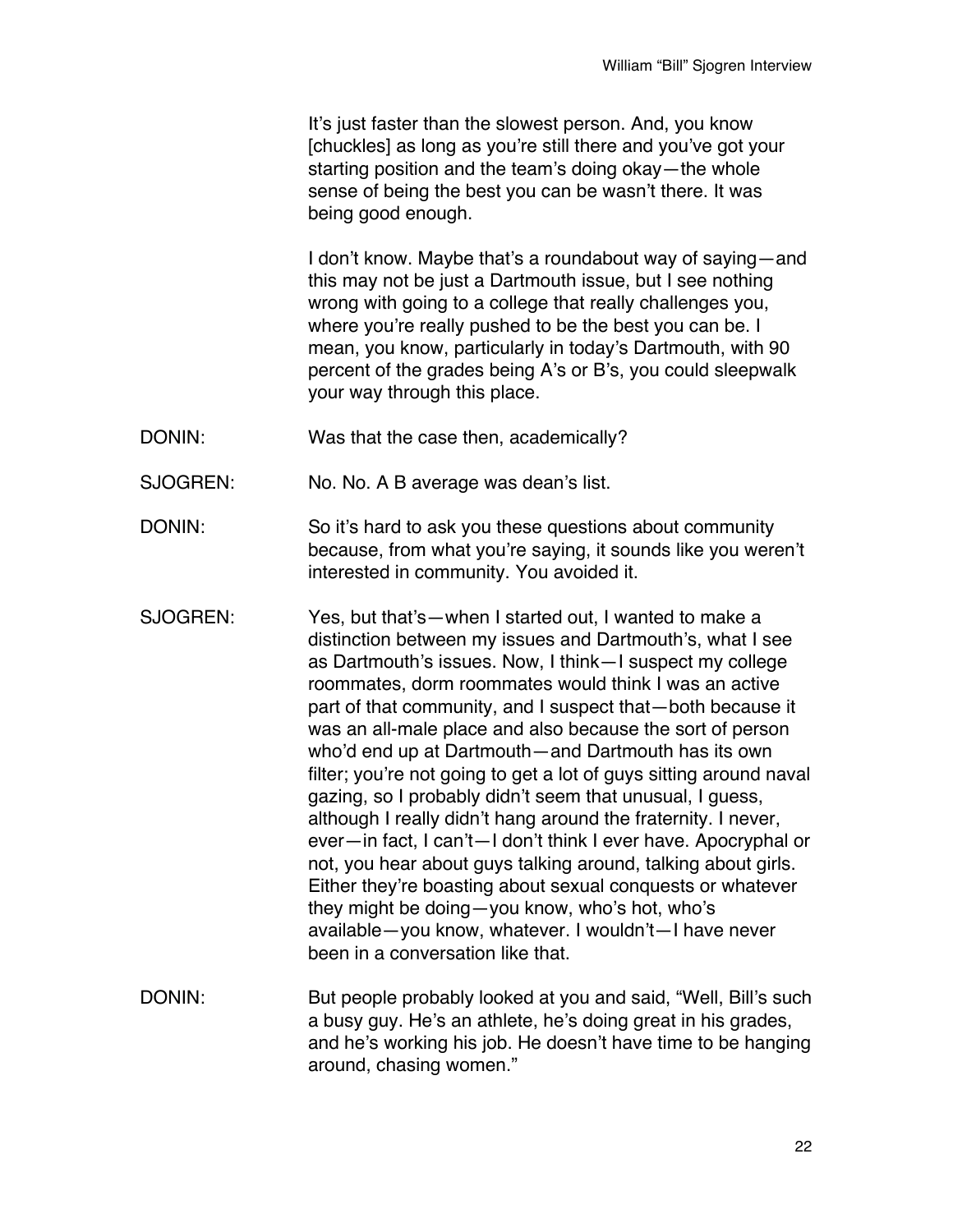It's just faster than the slowest person. And, you know [chuckles] as long as you're still there and you've got your starting position and the team's doing okay—the whole sense of being the best you can be wasn't there. It was being good enough.

I don't know. Maybe that's a roundabout way of saying—and this may not be just a Dartmouth issue, but I see nothing wrong with going to a college that really challenges you, where you're really pushed to be the best you can be. I mean, you know, particularly in today's Dartmouth, with 90 percent of the grades being A's or B's, you could sleepwalk your way through this place.

DONIN: Was that the case then, academically?

SJOGREN: No. No. A B average was dean's list.

DONIN: So it's hard to ask you these questions about community because, from what you're saying, it sounds like you weren't interested in community. You avoided it.

SJOGREN: Yes, but that's—when I started out, I wanted to make a distinction between my issues and Dartmouth's, what I see as Dartmouth's issues. Now, I think—I suspect my college roommates, dorm roommates would think I was an active part of that community, and I suspect that—both because it was an all-male place and also because the sort of person who'd end up at Dartmouth—and Dartmouth has its own filter; you're not going to get a lot of guys sitting around naval gazing, so I probably didn't seem that unusual, I guess, although I really didn't hang around the fraternity. I never, ever—in fact, I can't—I don't think I ever have. Apocryphal or not, you hear about guys talking around, talking about girls. Either they're boasting about sexual conquests or whatever they might be doing—you know, who's hot, who's available—you know, whatever. I wouldn't—I have never been in a conversation like that.

DONIN: But people probably looked at you and said, "Well, Bill's such a busy guy. He's an athlete, he's doing great in his grades, and he's working his job. He doesn't have time to be hanging around, chasing women."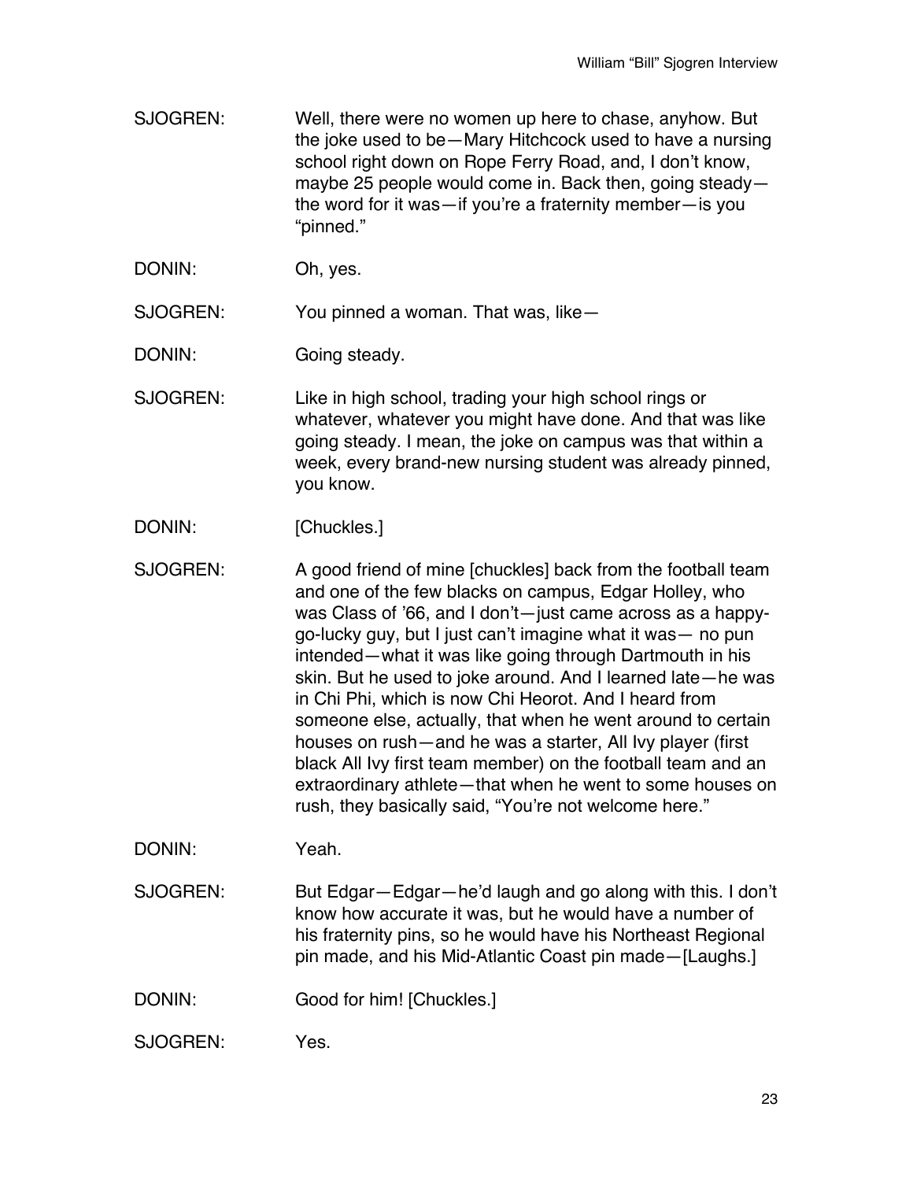SJOGREN: Well, there were no women up here to chase, anyhow. But the joke used to be—Mary Hitchcock used to have a nursing school right down on Rope Ferry Road, and, I don't know, maybe 25 people would come in. Back then, going steady—the word for it was—if you're a fraternity member—is you "pinned."

DONIN: Oh, yes.

SJOGREN: You pinned a woman. That was, like—

DONIN: Going steady.

SJOGREN: Like in high school, trading your high school rings or whatever, whatever you might have done. And that was like going steady. I mean, the joke on campus was that within a week, every brand-new nursing student was already pinned, you know.

DONIN: [Chuckles.]

SJOGREN: A good friend of mine [chuckles] back from the football team and one of the few blacks on campus, Edgar Holley, who was Class of '66, and I don't—just came across as a happy-go-lucky guy, but I just can't imagine what it was— no pun intended—what it was like going through Dartmouth in his skin. But he used to joke around. And I learned late—he was in Chi Phi, which is now Chi Heorot. And I heard from someone else, actually, that when he went around to certain houses on rush—and he was a starter, All Ivy player (first black All Ivy first team member) on the football team and an extraordinary athlete—that when he went to some houses on rush, they basically said, "You're not welcome here."

DONIN: Yeah.

SJOGREN: But Edgar—Edgar—he'd laugh and go along with this. I don't know how accurate it was, but he would have a number of his fraternity pins, so he would have his Northeast Regional pin made, and his Mid-Atlantic Coast pin made—[Laughs.]

DONIN: Good for him! [Chuckles.]

SJOGREN: Yes.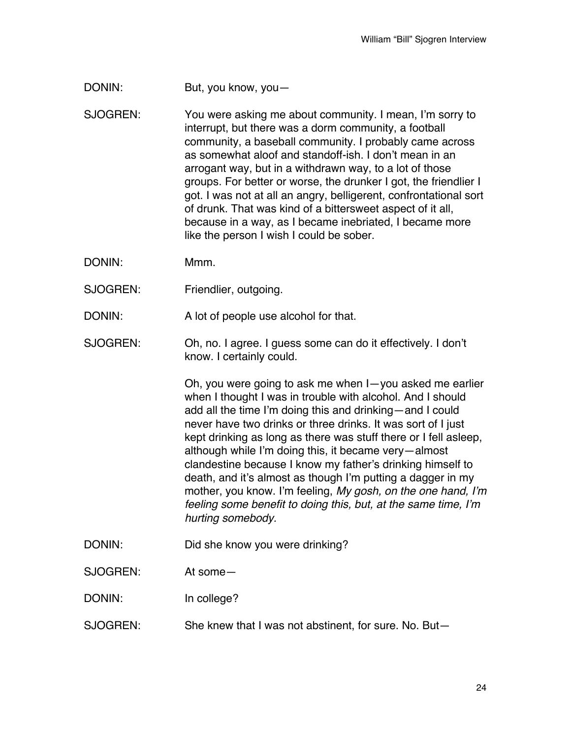DONIN: But, you know, you—

SJOGREN: You were asking me about community. I mean, I'm sorry to interrupt, but there was a dorm community, a football community, a baseball community. I probably came across as somewhat aloof and standoff-ish. I don't mean in an arrogant way, but in a withdrawn way, to a lot of those groups. For better or worse, the drunker I got, the friendlier I got. I was not at all an angry, belligerent, confrontational sort of drunk. That was kind of a bittersweet aspect of it all, because in a way, as I became inebriated, I became more like the person I wish I could be sober.

DONIN: Mmm.

SJOGREN: Friendlier, outgoing.

DONIN: A lot of people use alcohol for that.

SJOGREN: Oh, no. I agree. I guess some can do it effectively. I don't know. I certainly could.

Oh, you were going to ask me when I—you asked me earlier when I thought I was in trouble with alcohol. And I should add all the time I'm doing this and drinking—and I could never have two drinks or three drinks. It was sort of I just kept drinking as long as there was stuff there or I fell asleep, although while I'm doing this, it became very—almost clandestine because I know my father's drinking himself to death, and it's almost as though I'm putting a dagger in my mother, you know. I'm feeling, *My gosh, on the one hand, I'm feeling some benefit to doing this, but, at the same time, I'm hurting somebody.*

DONIN: Did she know you were drinking?

SJOGREN: At some—

DONIN: In college?

SJOGREN: She knew that I was not abstinent, for sure. No. But—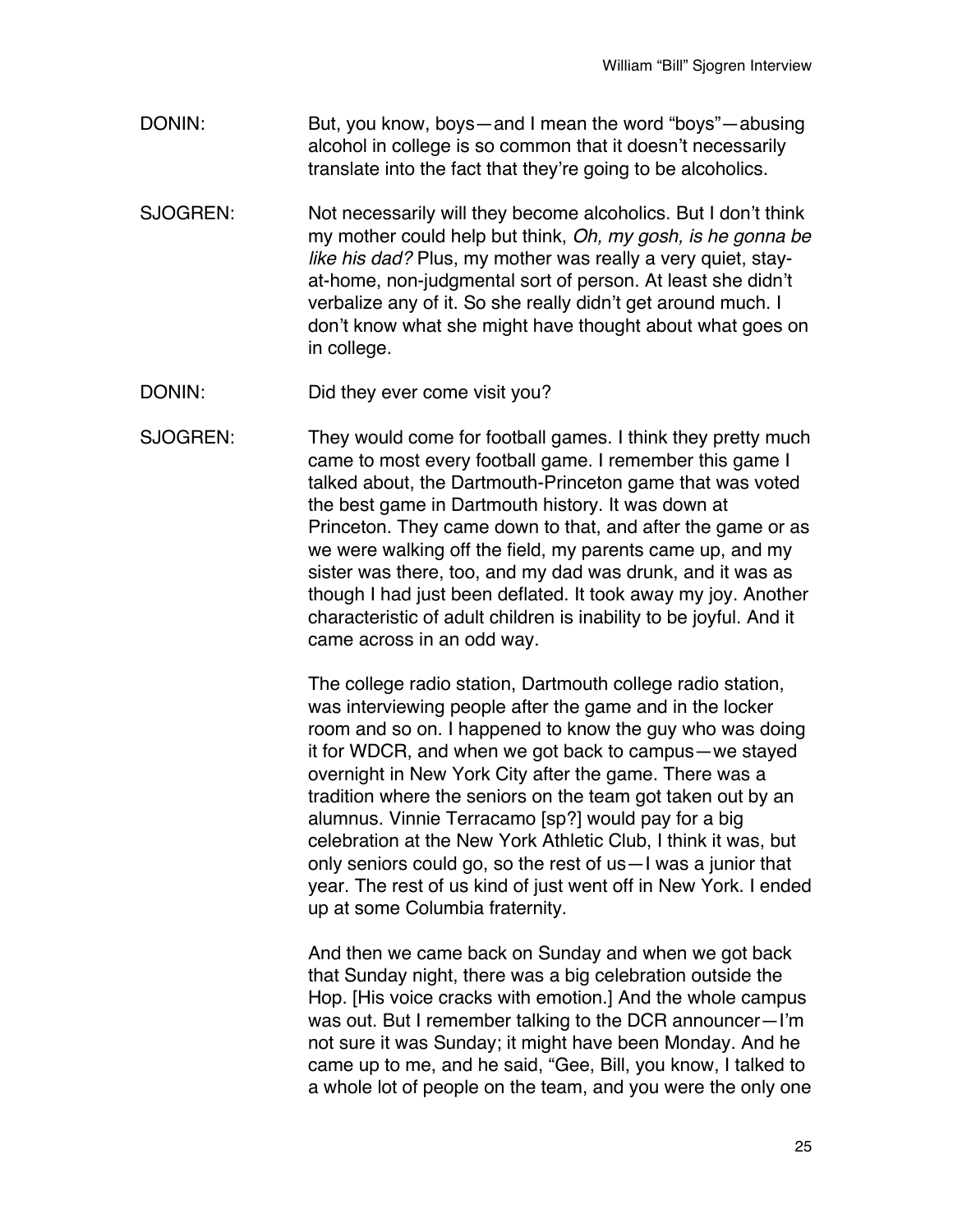DONIN: But, you know, boys—and I mean the word "boys"—abusing alcohol in college is so common that it doesn't necessarily translate into the fact that they're going to be alcoholics.

SJOGREN: Not necessarily will they become alcoholics. But I don't think my mother could help but think, *Oh, my gosh, is he gonna be like his dad?* Plus, my mother was really a very quiet, stay-at-home, non-judgmental sort of person. At least she didn't verbalize any of it. So she really didn't get around much. I don't know what she might have thought about what goes on in college.

DONIN: Did they ever come visit you?

SJOGREN: They would come for football games. I think they pretty much came to most every football game. I remember this game I talked about, the Dartmouth-Princeton game that was voted the best game in Dartmouth history. It was down at Princeton. They came down to that, and after the game or as we were walking off the field, my parents came up, and my sister was there, too, and my dad was drunk, and it was as though I had just been deflated. It took away my joy. Another characteristic of adult children is inability to be joyful. And it came across in an odd way.

The college radio station, Dartmouth college radio station, was interviewing people after the game and in the locker room and so on. I happened to know the guy who was doing it for WDCR, and when we got back to campus—we stayed overnight in New York City after the game. There was a tradition where the seniors on the team got taken out by an alumnus. Vinnie Terracamo [sp?] would pay for a big celebration at the New York Athletic Club, I think it was, but only seniors could go, so the rest of us—I was a junior that year. The rest of us kind of just went off in New York. I ended up at some Columbia fraternity.

And then we came back on Sunday and when we got back that Sunday night, there was a big celebration outside the Hop. [His voice cracks with emotion.] And the whole campus was out. But I remember talking to the DCR announcer—I'm not sure it was Sunday; it might have been Monday. And he came up to me, and he said, "Gee, Bill, you know, I talked to a whole lot of people on the team, and you were the only one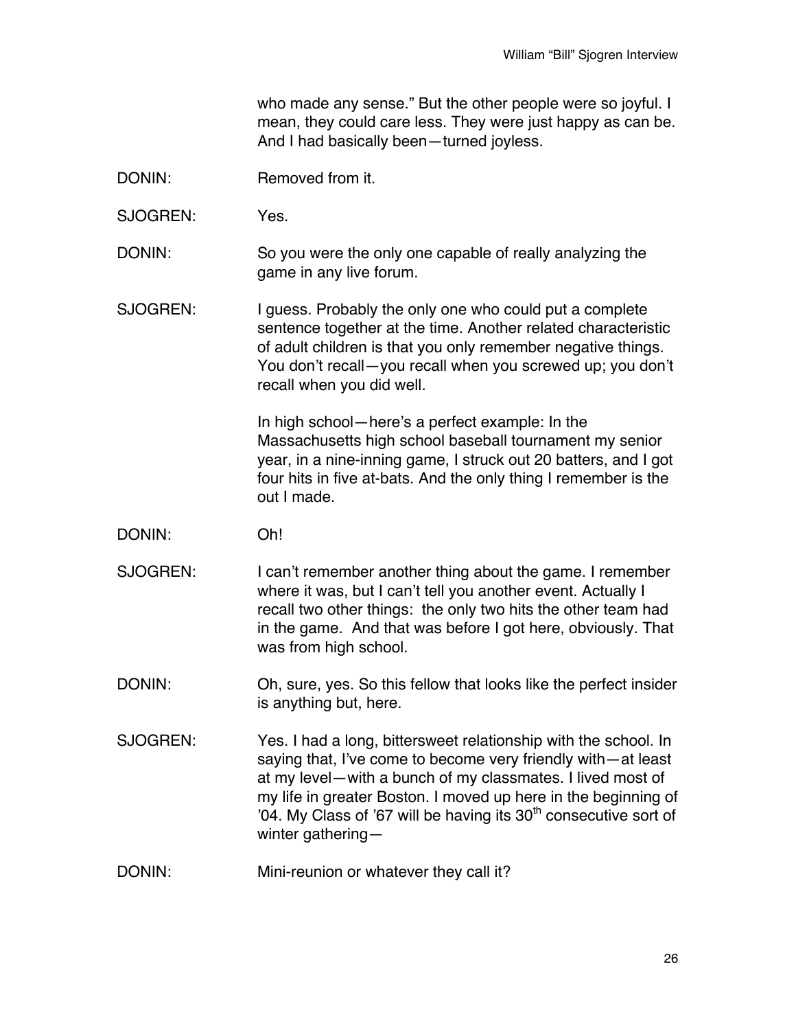who made any sense." But the other people were so joyful. I mean, they could care less. They were just happy as can be. And I had basically been—turned joyless.

DONIN: Removed from it.

SJOGREN: Yes.

DONIN: So you were the only one capable of really analyzing the game in any live forum.

SJOGREN: I guess. Probably the only one who could put a complete sentence together at the time. Another related characteristic of adult children is that you only remember negative things. You don't recall—you recall when you screwed up; you don't recall when you did well.

In high school—here's a perfect example: In the Massachusetts high school baseball tournament my senior year, in a nine-inning game, I struck out 20 batters, and I got four hits in five at-bats. And the only thing I remember is the out I made.

DONIN: Oh!

SJOGREN: I can't remember another thing about the game. I remember where it was, but I can't tell you another event. Actually I recall two other things: the only two hits the other team had in the game. And that was before I got here, obviously. That was from high school.

DONIN: Oh, sure, yes. So this fellow that looks like the perfect insider is anything but, here.

SJOGREN: Yes. I had a long, bittersweet relationship with the school. In saying that, I've come to become very friendly with—at least at my level—with a bunch of my classmates. I lived most of my life in greater Boston. I moved up here in the beginning of '04. My Class of '67 will be having its 30th consecutive sort of winter gathering—

DONIN: Mini-reunion or whatever they call it?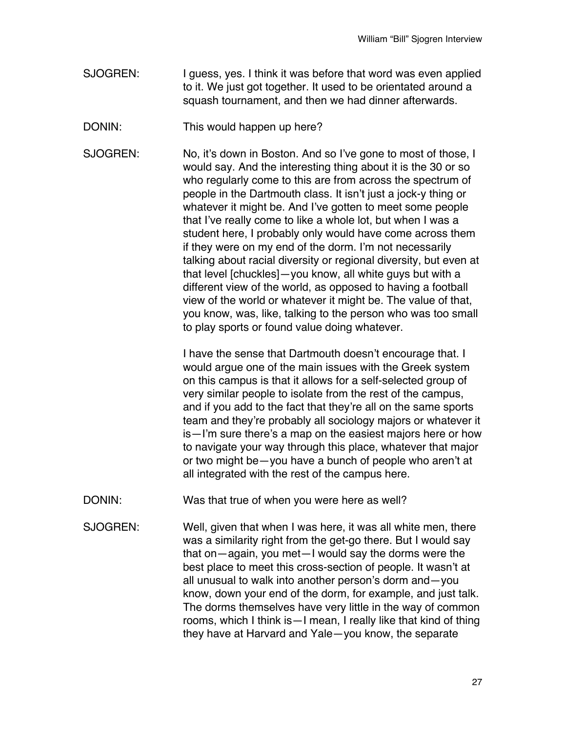SJOGREN: I guess, yes. I think it was before that word was even applied to it. We just got together. It used to be orientated around a squash tournament, and then we had dinner afterwards.

DONIN: This would happen up here?

SJOGREN: No, it's down in Boston. And so I've gone to most of those, I would say. And the interesting thing about it is the 30 or so who regularly come to this are from across the spectrum of people in the Dartmouth class. It isn't just a jock-y thing or whatever it might be. And I've gotten to meet some people that I've really come to like a whole lot, but when I was a student here, I probably only would have come across them if they were on my end of the dorm. I'm not necessarily talking about racial diversity or regional diversity, but even at that level [chuckles]—you know, all white guys but with a different view of the world, as opposed to having a football view of the world or whatever it might be. The value of that, you know, was, like, talking to the person who was too small to play sports or found value doing whatever.

I have the sense that Dartmouth doesn't encourage that. I would argue one of the main issues with the Greek system on this campus is that it allows for a self-selected group of very similar people to isolate from the rest of the campus, and if you add to the fact that they're all on the same sports team and they're probably all sociology majors or whatever it is—I'm sure there's a map on the easiest majors here or how to navigate your way through this place, whatever that major or two might be—you have a bunch of people who aren't at all integrated with the rest of the campus here.

DONIN: Was that true of when you were here as well?

SJOGREN: Well, given that when I was here, it was all white men, there was a similarity right from the get-go there. But I would say that on—again, you met—I would say the dorms were the best place to meet this cross-section of people. It wasn't at all unusual to walk into another person's dorm and—you know, down your end of the dorm, for example, and just talk. The dorms themselves have very little in the way of common rooms, which I think is—I mean, I really like that kind of thing they have at Harvard and Yale—you know, the separate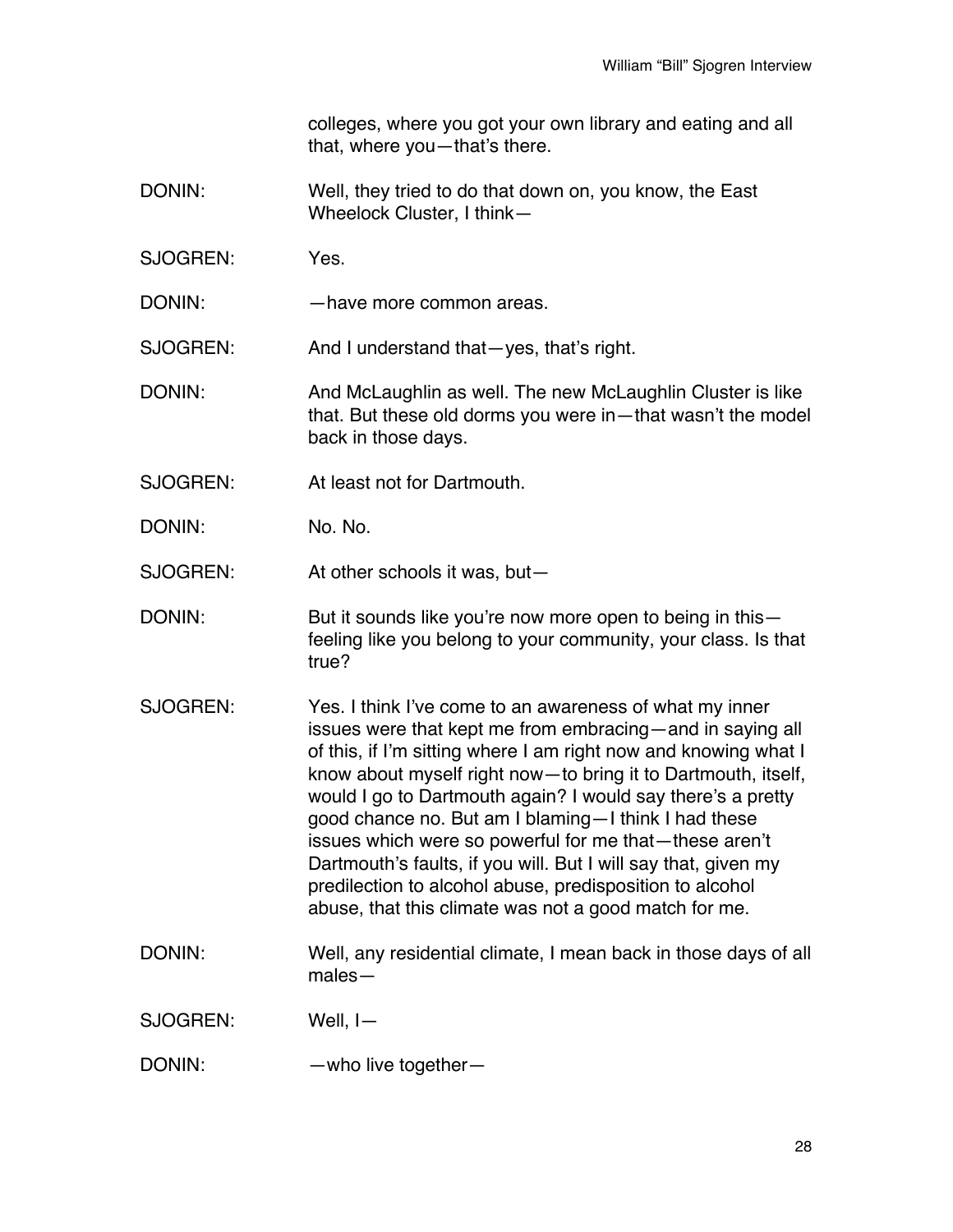colleges, where you got your own library and eating and all that, where you—that's there.

DONIN: Well, they tried to do that down on, you know, the East Wheelock Cluster, I think—

SJOGREN: Yes.

DONIN: —have more common areas.

SJOGREN: And I understand that—yes, that's right.

DONIN: And McLaughlin as well. The new McLaughlin Cluster is like that. But these old dorms you were in—that wasn't the model back in those days.

SJOGREN: At least not for Dartmouth.

DONIN: No. No.

SJOGREN: At other schools it was, but—

DONIN: But it sounds like you're now more open to being in this—feeling like you belong to your community, your class. Is that true?

SJOGREN: Yes. I think I've come to an awareness of what my inner issues were that kept me from embracing—and in saying all of this, if I'm sitting where I am right now and knowing what I know about myself right now—to bring it to Dartmouth, itself, would I go to Dartmouth again? I would say there's a pretty good chance no. But am I blaming—I think I had these issues which were so powerful for me that—these aren't Dartmouth's faults, if you will. But I will say that, given my predilection to alcohol abuse, predisposition to alcohol abuse, that this climate was not a good match for me.

DONIN: Well, any residential climate, I mean back in those days of all males—

SJOGREN: Well, I—

DONIN: —who live together—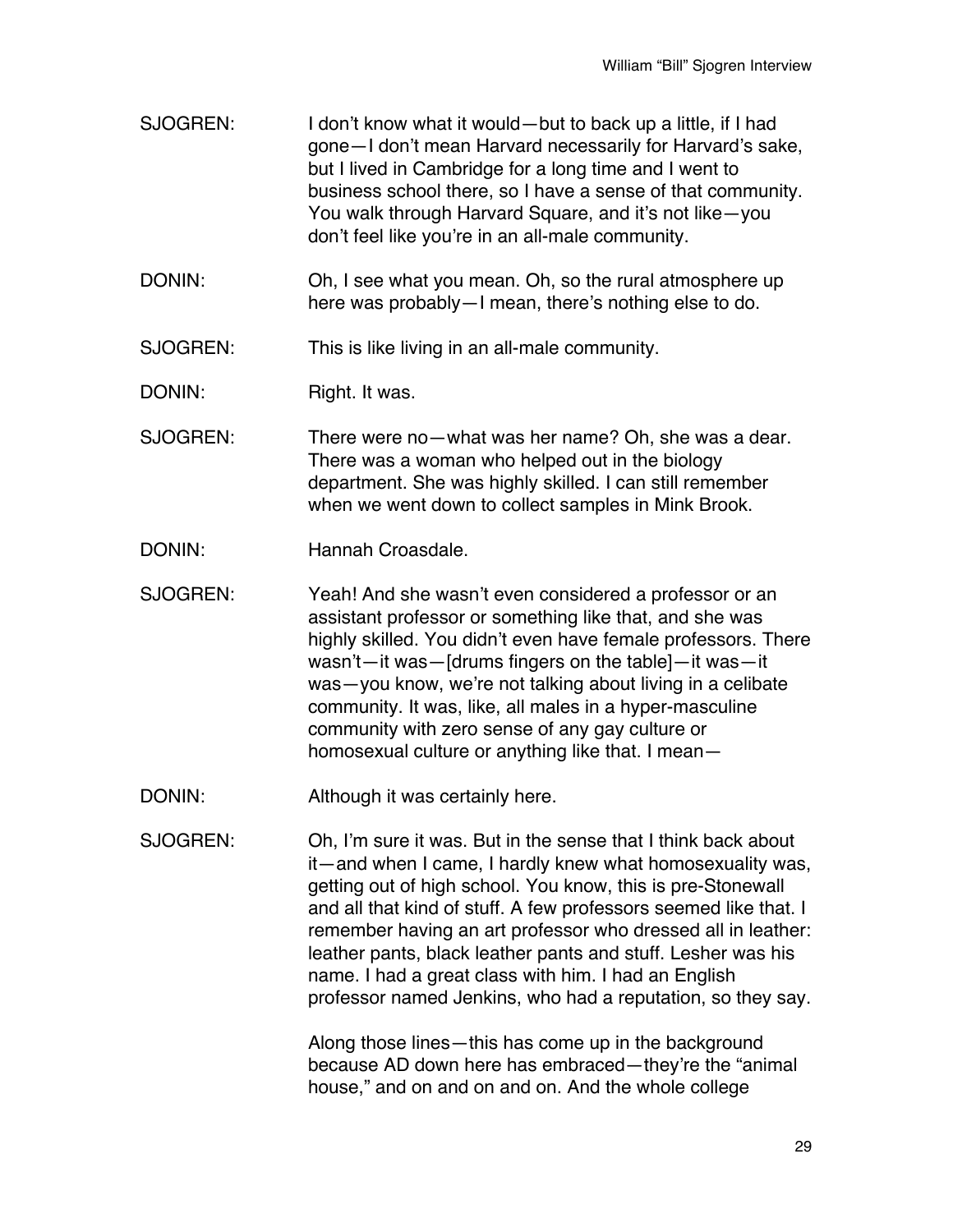SJOGREN: I don't know what it would—but to back up a little, if I had gone—I don't mean Harvard necessarily for Harvard's sake, but I lived in Cambridge for a long time and I went to business school there, so I have a sense of that community. You walk through Harvard Square, and it's not like—you don't feel like you're in an all-male community.

DONIN: Oh, I see what you mean. Oh, so the rural atmosphere up here was probably—I mean, there's nothing else to do.

SJOGREN: This is like living in an all-male community.

DONIN: Right. It was.

SJOGREN: There were no—what was her name? Oh, she was a dear. There was a woman who helped out in the biology department. She was highly skilled. I can still remember when we went down to collect samples in Mink Brook.

DONIN: Hannah Croasdale.

SJOGREN: Yeah! And she wasn't even considered a professor or an assistant professor or something like that, and she was highly skilled. You didn't even have female professors. There wasn't—it was—[drums fingers on the table]—it was—it was—you know, we're not talking about living in a celibate community. It was, like, all males in a hyper-masculine community with zero sense of any gay culture or homosexual culture or anything like that. I mean—

DONIN: Although it was certainly here.

SJOGREN: Oh, I'm sure it was. But in the sense that I think back about it—and when I came, I hardly knew what homosexuality was, getting out of high school. You know, this is pre-Stonewall and all that kind of stuff. A few professors seemed like that. I remember having an art professor who dressed all in leather: leather pants, black leather pants and stuff. Lesher was his name. I had a great class with him. I had an English professor named Jenkins, who had a reputation, so they say.

Along those lines—this has come up in the background because AD down here has embraced—they're the "animal house," and on and on and on. And the whole college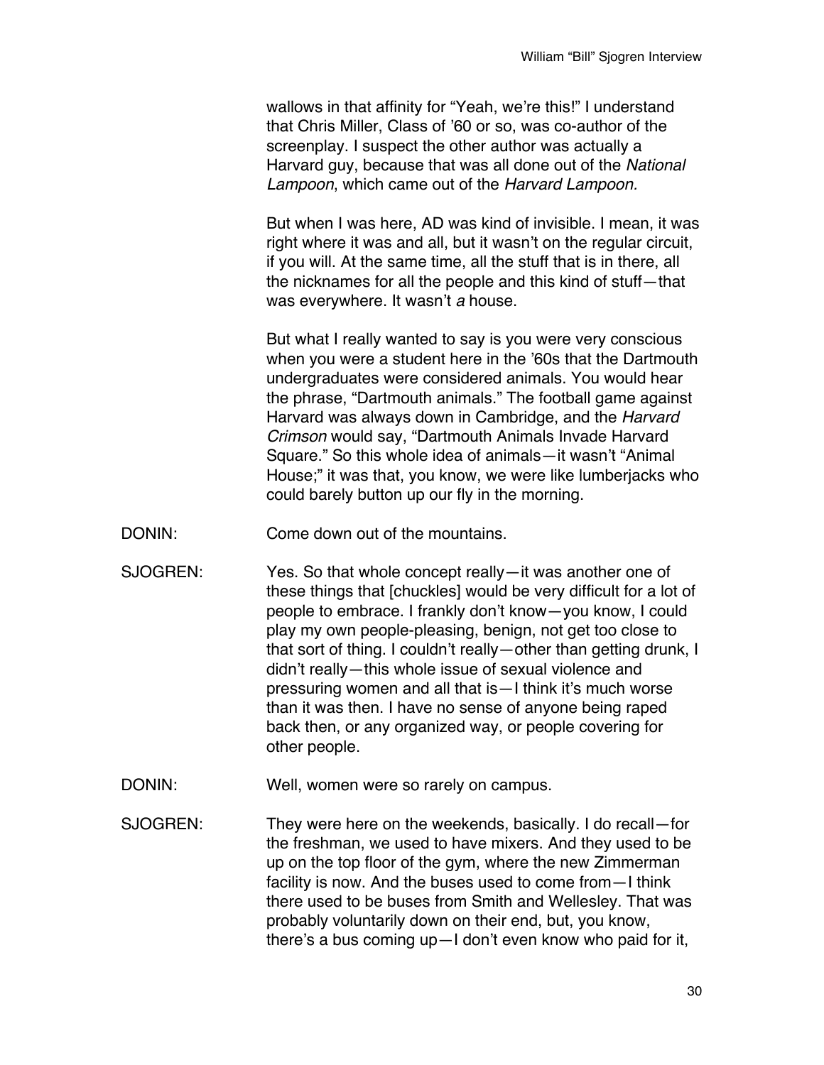wallows in that affinity for "Yeah, we're this!" I understand that Chris Miller, Class of '60 or so, was co-author of the screenplay. I suspect the other author was actually a Harvard guy, because that was all done out of the *National Lampoon*, which came out of the *Harvard Lampoon.*

But when I was here, AD was kind of invisible. I mean, it was right where it was and all, but it wasn't on the regular circuit, if you will. At the same time, all the stuff that is in there, all the nicknames for all the people and this kind of stuff—that was everywhere. It wasn't *a* house.

But what I really wanted to say is you were very conscious when you were a student here in the '60s that the Dartmouth undergraduates were considered animals. You would hear the phrase, "Dartmouth animals." The football game against Harvard was always down in Cambridge, and the *Harvard Crimson* would say, "Dartmouth Animals Invade Harvard Square." So this whole idea of animals—it wasn't "Animal House;" it was that, you know, we were like lumberjacks who could barely button up our fly in the morning.

DONIN: Come down out of the mountains.

SJOGREN: Yes. So that whole concept really—it was another one of these things that [chuckles] would be very difficult for a lot of people to embrace. I frankly don't know—you know, I could play my own people-pleasing, benign, not get too close to that sort of thing. I couldn't really—other than getting drunk, I didn't really—this whole issue of sexual violence and pressuring women and all that is—I think it's much worse than it was then. I have no sense of anyone being raped back then, or any organized way, or people covering for other people.

DONIN: Well, women were so rarely on campus.

SJOGREN: They were here on the weekends, basically. I do recall—for the freshman, we used to have mixers. And they used to be up on the top floor of the gym, where the new Zimmerman facility is now. And the buses used to come from—I think there used to be buses from Smith and Wellesley. That was probably voluntarily down on their end, but, you know, there's a bus coming up—I don't even know who paid for it,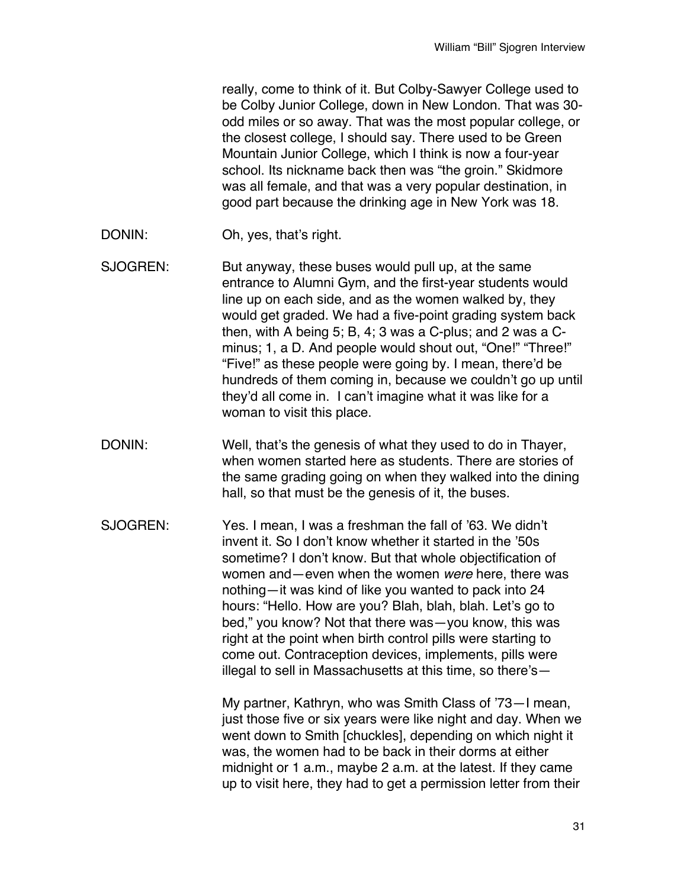really, come to think of it. But Colby-Sawyer College used to be Colby Junior College, down in New London. That was 30-odd miles or so away. That was the most popular college, or the closest college, I should say. There used to be Green Mountain Junior College, which I think is now a four-year school. Its nickname back then was "the groin." Skidmore was all female, and that was a very popular destination, in good part because the drinking age in New York was 18.

DONIN: Oh, yes, that's right.

SJOGREN: But anyway, these buses would pull up, at the same entrance to Alumni Gym, and the first-year students would line up on each side, and as the women walked by, they would get graded. We had a five-point grading system back then, with A being 5; B, 4; 3 was a C-plus; and 2 was a C-minus; 1, a D. And people would shout out, "One!" "Three!" "Five!" as these people were going by. I mean, there'd be hundreds of them coming in, because we couldn't go up until they'd all come in. I can't imagine what it was like for a woman to visit this place.

DONIN: Well, that's the genesis of what they used to do in Thayer, when women started here as students. There are stories of the same grading going on when they walked into the dining hall, so that must be the genesis of it, the buses.

SJOGREN: Yes. I mean, I was a freshman the fall of '63. We didn't invent it. So I don't know whether it started in the '50s sometime? I don't know. But that whole objectification of women and—even when the women *were* here, there was nothing—it was kind of like you wanted to pack into 24 hours: "Hello. How are you? Blah, blah, blah. Let's go to bed," you know? Not that there was—you know, this was right at the point when birth control pills were starting to come out. Contraception devices, implements, pills were illegal to sell in Massachusetts at this time, so there's—

My partner, Kathryn, who was Smith Class of '73—I mean, just those five or six years were like night and day. When we went down to Smith [chuckles], depending on which night it was, the women had to be back in their dorms at either midnight or 1 a.m., maybe 2 a.m. at the latest. If they came up to visit here, they had to get a permission letter from their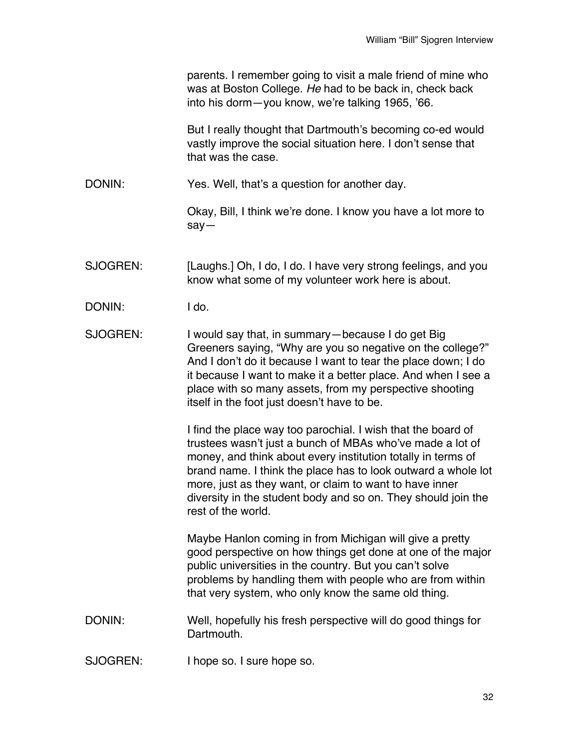parents. I remember going to visit a male friend of mine who was at Boston College. *He* had to be back in, check back into his dorm—you know, we're talking 1965, '66.

But I really thought that Dartmouth's becoming co-ed would vastly improve the social situation here. I don't sense that that was the case.

DONIN: Yes. Well, that's a question for another day.

Okay, Bill, I think we're done. I know you have a lot more to say—

SJOGREN: [Laughs.] Oh, I do, I do. I have very strong feelings, and you know what some of my volunteer work here is about.

DONIN: I do.

SJOGREN: I would say that, in summary—because I do get Big Greeners saying, "Why are you so negative on the college?" And I don't do it because I want to tear the place down; I do it because I want to make it a better place. And when I see a place with so many assets, from my perspective shooting itself in the foot just doesn't have to be.

I find the place way too parochial. I wish that the board of trustees wasn't just a bunch of MBAs who've made a lot of money, and think about every institution totally in terms of brand name. I think the place has to look outward a whole lot more, just as they want, or claim to want to have inner diversity in the student body and so on. They should join the rest of the world.

Maybe Hanlon coming in from Michigan will give a pretty good perspective on how things get done at one of the major public universities in the country. But you can't solve problems by handling them with people who are from within that very system, who only know the same old thing.

DONIN: Well, hopefully his fresh perspective will do good things for Dartmouth.

SJOGREN: I hope so. I sure hope so.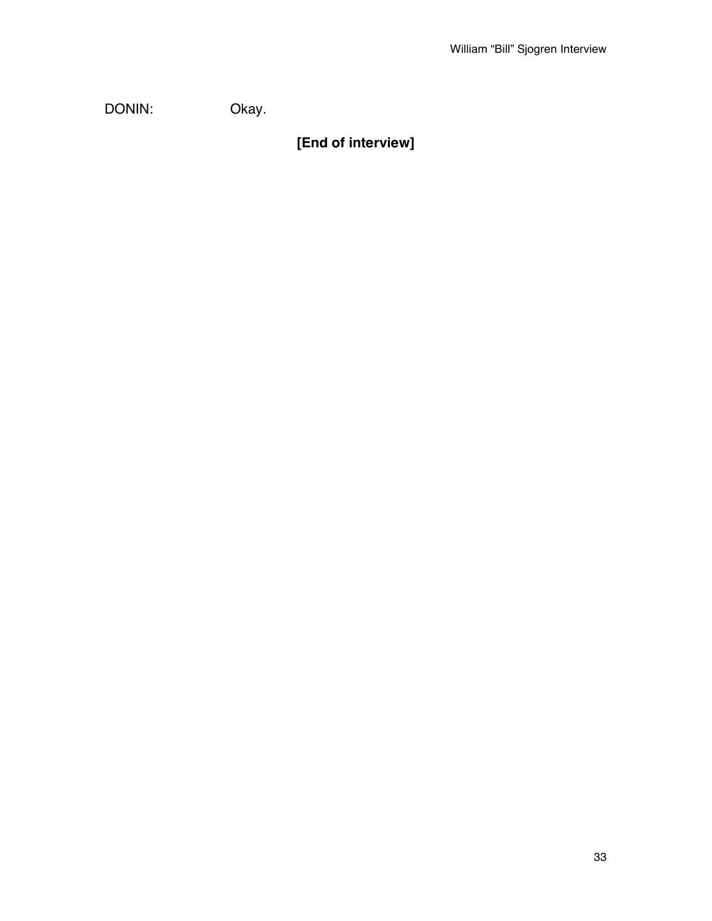DONIN: Okay.

**[End of interview]**